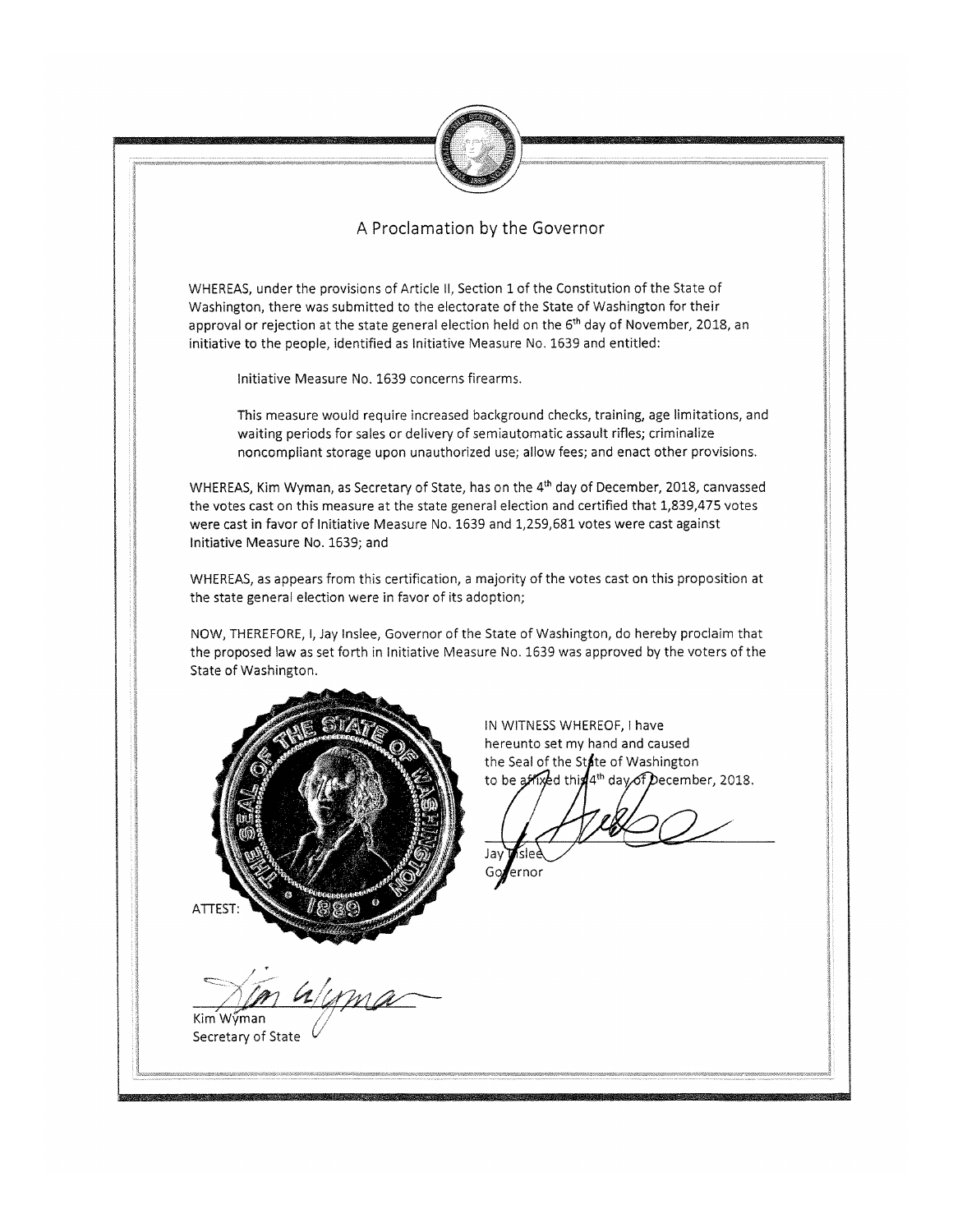# A Proclamation by the Governor

WHEREAS, under the provisions of Article II, Section 1 of the Constitution of the State of Washington, there was submitted to the electorate of the State of Washington for their approval or rejection at the state general election held on the 6th day of November, 2018, an initiative to the people, identified as Initiative Measure No. 1639 and entitled:

> Initiative Measure No. 1639 concerns firearms.
>
> This measure would require increased background checks, training, age limitations, and waiting periods for sales or delivery of semiautomatic assault rifles; criminalize noncompliant storage upon unauthorized use; allow fees; and enact other provisions.

WHEREAS, Kim Wyman, as Secretary of State, has on the 4th day of December, 2018, canvassed the votes cast on this measure at the state general election and certified that 1,839,475 votes were cast in favor of Initiative Measure No. 1639 and 1,259,681 votes were cast against Initiative Measure No. 1639; and

WHEREAS, as appears from this certification, a majority of the votes cast on this proposition at the state general election were in favor of its adoption;

NOW, THEREFORE, I, Jay Inslee, Governor of the State of Washington, do hereby proclaim that the proposed law as set forth in Initiative Measure No. 1639 was approved by the voters of the State of Washington.

IN WITNESS WHEREOF, I have hereunto set my hand and caused the Seal of the State of Washington to be affixed this 4th day of December, 2018.

Jay Inslee
Governor

ATTEST:

Kim Wyman
Secretary of State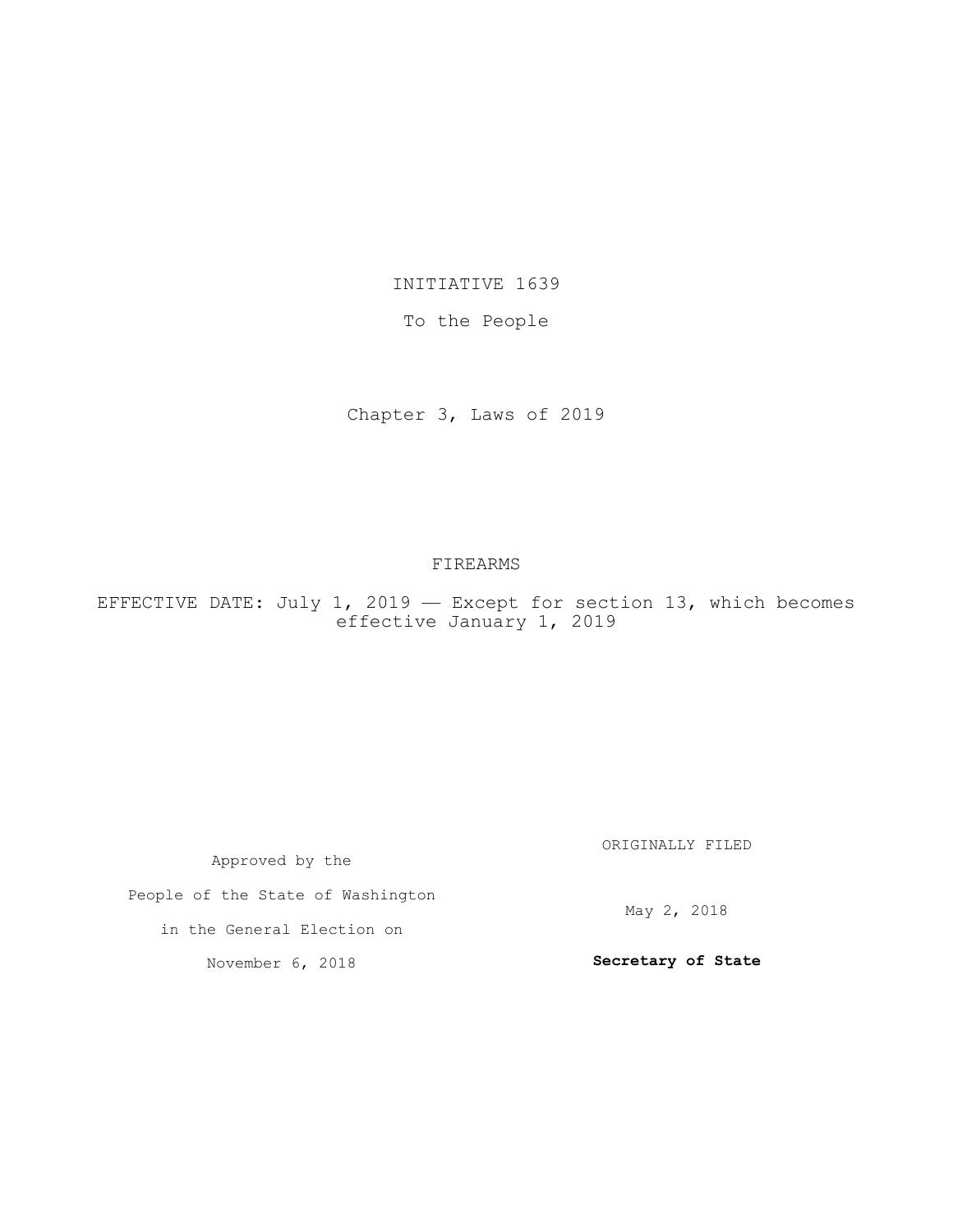# INITIATIVE 1639

To the People

Chapter 3, Laws of 2019

## FIREARMS

EFFECTIVE DATE: July 1, 2019 — Except for section 13, which becomes effective January 1, 2019

Approved by the

People of the State of Washington

in the General Election on

November 6, 2018

ORIGINALLY FILED

May 2, 2018

**Secretary of State**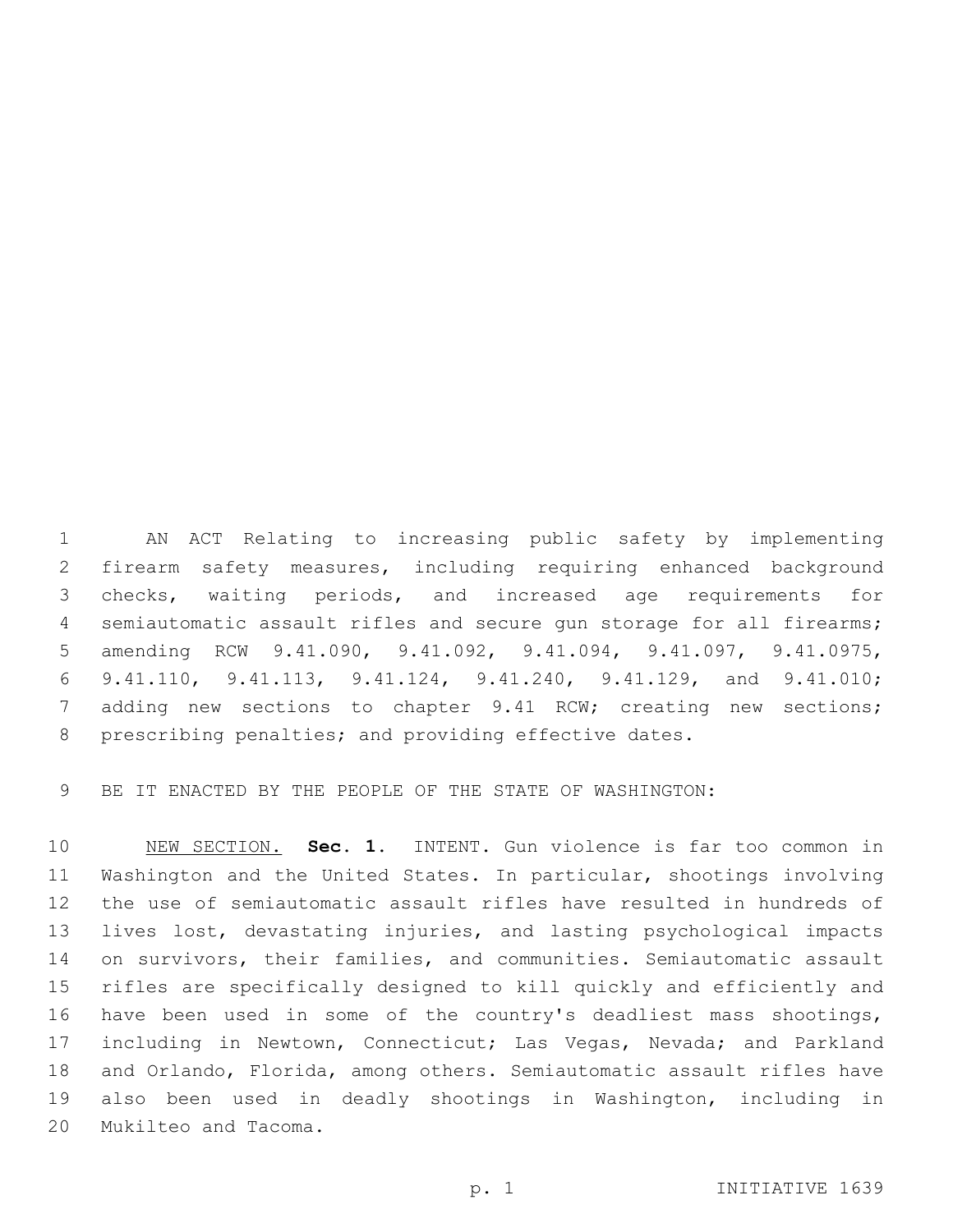AN ACT Relating to increasing public safety by implementing firearm safety measures, including requiring enhanced background checks, waiting periods, and increased age requirements for semiautomatic assault rifles and secure gun storage for all firearms; amending RCW 9.41.090, 9.41.092, 9.41.094, 9.41.097, 9.41.0975, 9.41.110, 9.41.113, 9.41.124, 9.41.240, 9.41.129, and 9.41.010; adding new sections to chapter 9.41 RCW; creating new sections; prescribing penalties; and providing effective dates.

BE IT ENACTED BY THE PEOPLE OF THE STATE OF WASHINGTON:

NEW SECTION. **Sec. 1.** INTENT. Gun violence is far too common in Washington and the United States. In particular, shootings involving the use of semiautomatic assault rifles have resulted in hundreds of lives lost, devastating injuries, and lasting psychological impacts on survivors, their families, and communities. Semiautomatic assault rifles are specifically designed to kill quickly and efficiently and have been used in some of the country's deadliest mass shootings, including in Newtown, Connecticut; Las Vegas, Nevada; and Parkland and Orlando, Florida, among others. Semiautomatic assault rifles have also been used in deadly shootings in Washington, including in Mukilteo and Tacoma.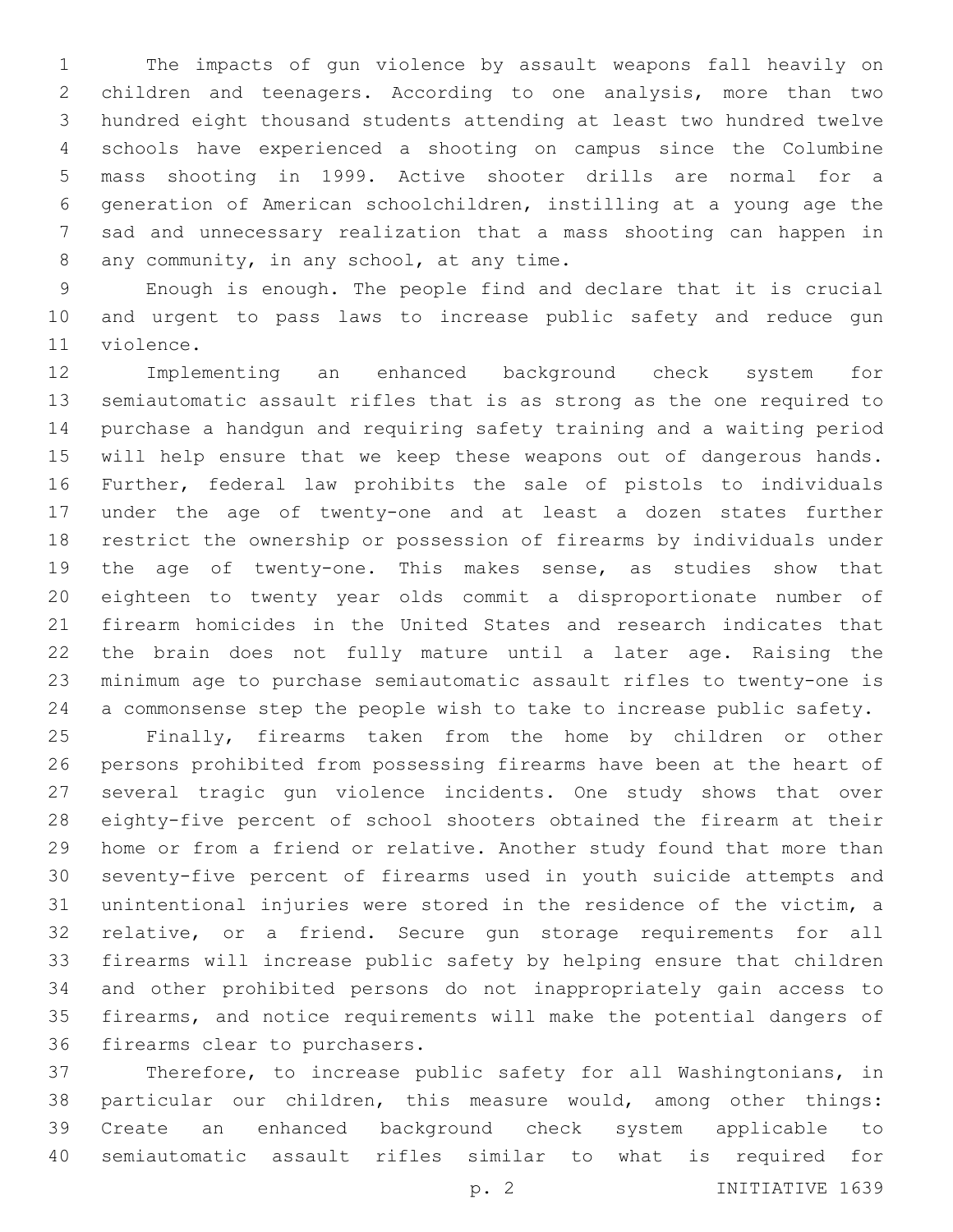The impacts of gun violence by assault weapons fall heavily on children and teenagers. According to one analysis, more than two hundred eight thousand students attending at least two hundred twelve schools have experienced a shooting on campus since the Columbine mass shooting in 1999. Active shooter drills are normal for a generation of American schoolchildren, instilling at a young age the sad and unnecessary realization that a mass shooting can happen in any community, in any school, at any time.

Enough is enough. The people find and declare that it is crucial and urgent to pass laws to increase public safety and reduce gun violence.

Implementing an enhanced background check system for semiautomatic assault rifles that is as strong as the one required to purchase a handgun and requiring safety training and a waiting period will help ensure that we keep these weapons out of dangerous hands. Further, federal law prohibits the sale of pistols to individuals under the age of twenty-one and at least a dozen states further restrict the ownership or possession of firearms by individuals under the age of twenty-one. This makes sense, as studies show that eighteen to twenty year olds commit a disproportionate number of firearm homicides in the United States and research indicates that the brain does not fully mature until a later age. Raising the minimum age to purchase semiautomatic assault rifles to twenty-one is a commonsense step the people wish to take to increase public safety.

Finally, firearms taken from the home by children or other persons prohibited from possessing firearms have been at the heart of several tragic gun violence incidents. One study shows that over eighty-five percent of school shooters obtained the firearm at their home or from a friend or relative. Another study found that more than seventy-five percent of firearms used in youth suicide attempts and unintentional injuries were stored in the residence of the victim, a relative, or a friend. Secure gun storage requirements for all firearms will increase public safety by helping ensure that children and other prohibited persons do not inappropriately gain access to firearms, and notice requirements will make the potential dangers of firearms clear to purchasers.

Therefore, to increase public safety for all Washingtonians, in particular our children, this measure would, among other things: Create an enhanced background check system applicable to semiautomatic assault rifles similar to what is required for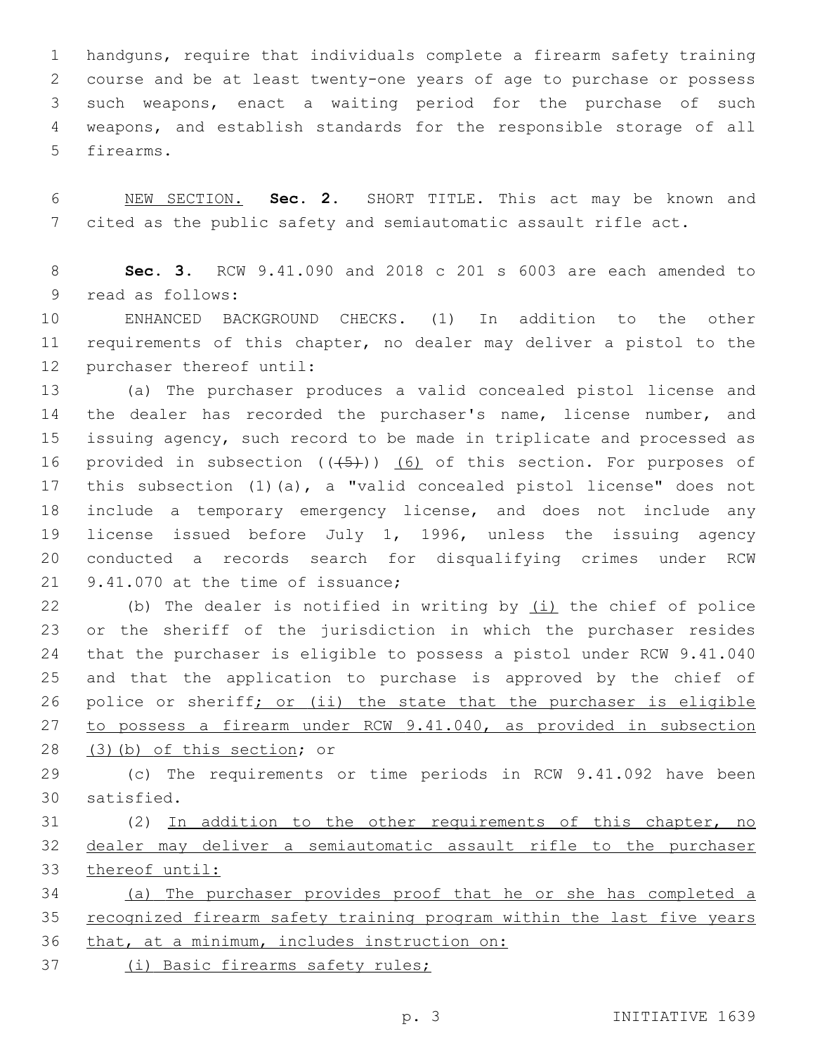handguns, require that individuals complete a firearm safety training course and be at least twenty-one years of age to purchase or possess such weapons, enact a waiting period for the purchase of such weapons, and establish standards for the responsible storage of all firearms.

NEW SECTION. **Sec. 2.** SHORT TITLE. This act may be known and cited as the public safety and semiautomatic assault rifle act.

**Sec. 3.** RCW 9.41.090 and 2018 c 201 s 6003 are each amended to read as follows:

ENHANCED BACKGROUND CHECKS. (1) In addition to the other requirements of this chapter, no dealer may deliver a pistol to the purchaser thereof until:

(a) The purchaser produces a valid concealed pistol license and the dealer has recorded the purchaser's name, license number, and issuing agency, such record to be made in triplicate and processed as provided in subsection ((~~(5)~~)) (6) of this section. For purposes of this subsection (1)(a), a "valid concealed pistol license" does not include a temporary emergency license, and does not include any license issued before July 1, 1996, unless the issuing agency conducted a records search for disqualifying crimes under RCW 9.41.070 at the time of issuance;

(b) The dealer is notified in writing by (i) the chief of police or the sheriff of the jurisdiction in which the purchaser resides that the purchaser is eligible to possess a pistol under RCW 9.41.040 and that the application to purchase is approved by the chief of police or sheriff; or (ii) the state that the purchaser is eligible to possess a firearm under RCW 9.41.040, as provided in subsection (3)(b) of this section; or

(c) The requirements or time periods in RCW 9.41.092 have been satisfied.

(2) In addition to the other requirements of this chapter, no dealer may deliver a semiautomatic assault rifle to the purchaser thereof until:

(a) The purchaser provides proof that he or she has completed a recognized firearm safety training program within the last five years that, at a minimum, includes instruction on:

(i) Basic firearms safety rules;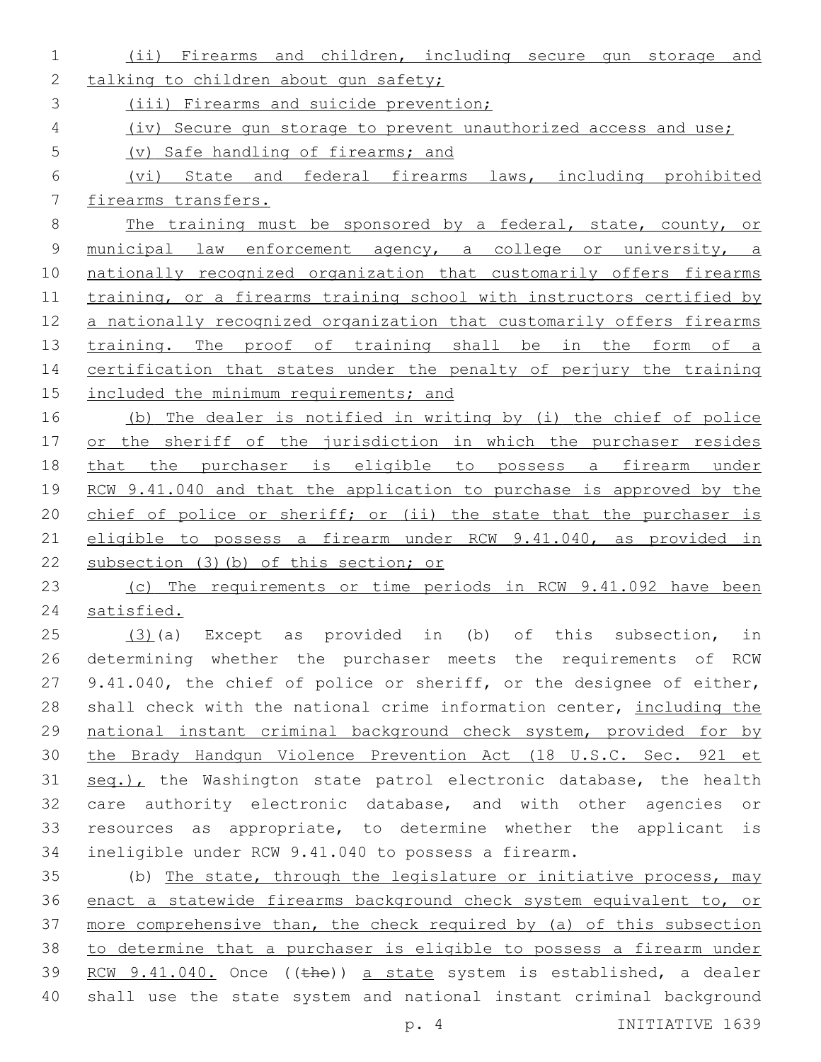(ii) Firearms and children, including secure gun storage and talking to children about gun safety;

(iii) Firearms and suicide prevention;

(iv) Secure gun storage to prevent unauthorized access and use;

(v) Safe handling of firearms; and

(vi) State and federal firearms laws, including prohibited firearms transfers.

The training must be sponsored by a federal, state, county, or municipal law enforcement agency, a college or university, a nationally recognized organization that customarily offers firearms training, or a firearms training school with instructors certified by a nationally recognized organization that customarily offers firearms training. The proof of training shall be in the form of a certification that states under the penalty of perjury the training included the minimum requirements; and

(b) The dealer is notified in writing by (i) the chief of police or the sheriff of the jurisdiction in which the purchaser resides that the purchaser is eligible to possess a firearm under RCW 9.41.040 and that the application to purchase is approved by the chief of police or sheriff; or (ii) the state that the purchaser is eligible to possess a firearm under RCW 9.41.040, as provided in subsection (3)(b) of this section; or

(c) The requirements or time periods in RCW 9.41.092 have been satisfied.

(3)(a) Except as provided in (b) of this subsection, in determining whether the purchaser meets the requirements of RCW 9.41.040, the chief of police or sheriff, or the designee of either, shall check with the national crime information center, including the national instant criminal background check system, provided for by the Brady Handgun Violence Prevention Act (18 U.S.C. Sec. 921 et seq.), the Washington state patrol electronic database, the health care authority electronic database, and with other agencies or resources as appropriate, to determine whether the applicant is ineligible under RCW 9.41.040 to possess a firearm.

(b) The state, through the legislature or initiative process, may enact a statewide firearms background check system equivalent to, or more comprehensive than, the check required by (a) of this subsection to determine that a purchaser is eligible to possess a firearm under RCW 9.41.040. Once ((~~the~~)) a state system is established, a dealer shall use the state system and national instant criminal background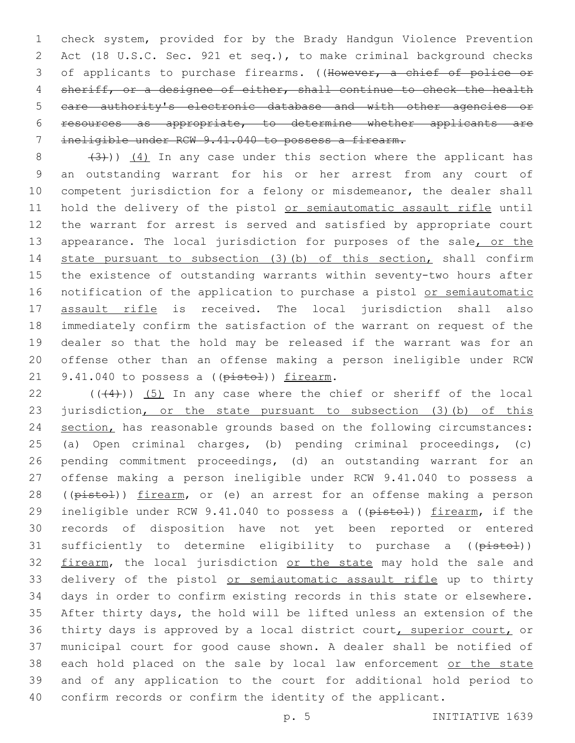check system, provided for by the Brady Handgun Violence Prevention Act (18 U.S.C. Sec. 921 et seq.), to make criminal background checks of applicants to purchase firearms. ((~~However, a chief of police or sheriff, or a designee of either, shall continue to check the health care authority's electronic database and with other agencies or resources as appropriate, to determine whether applicants are ineligible under RCW 9.41.040 to possess a firearm.~~

~~(3)~~)) <u>(4)</u> In any case under this section where the applicant has an outstanding warrant for his or her arrest from any court of competent jurisdiction for a felony or misdemeanor, the dealer shall hold the delivery of the pistol <u>or semiautomatic assault rifle</u> until the warrant for arrest is served and satisfied by appropriate court appearance. The local jurisdiction for purposes of the sale<u>, or the state pursuant to subsection (3)(b) of this section,</u> shall confirm the existence of outstanding warrants within seventy-two hours after notification of the application to purchase a pistol <u>or semiautomatic assault rifle</u> is received. The local jurisdiction shall also immediately confirm the satisfaction of the warrant on request of the dealer so that the hold may be released if the warrant was for an offense other than an offense making a person ineligible under RCW 9.41.040 to possess a ((~~pistol~~)) <u>firearm</u>.

((~~(4)~~)) <u>(5)</u> In any case where the chief or sheriff of the local jurisdiction<u>, or the state pursuant to subsection (3)(b) of this section,</u> has reasonable grounds based on the following circumstances: (a) Open criminal charges, (b) pending criminal proceedings, (c) pending commitment proceedings, (d) an outstanding warrant for an offense making a person ineligible under RCW 9.41.040 to possess a ((~~pistol~~)) <u>firearm</u>, or (e) an arrest for an offense making a person ineligible under RCW 9.41.040 to possess a ((~~pistol~~)) <u>firearm</u>, if the records of disposition have not yet been reported or entered sufficiently to determine eligibility to purchase a ((~~pistol~~)) <u>firearm</u>, the local jurisdiction <u>or the state</u> may hold the sale and delivery of the pistol <u>or semiautomatic assault rifle</u> up to thirty days in order to confirm existing records in this state or elsewhere. After thirty days, the hold will be lifted unless an extension of the thirty days is approved by a local district court<u>, superior court,</u> or municipal court for good cause shown. A dealer shall be notified of each hold placed on the sale by local law enforcement <u>or the state</u> and of any application to the court for additional hold period to confirm records or confirm the identity of the applicant.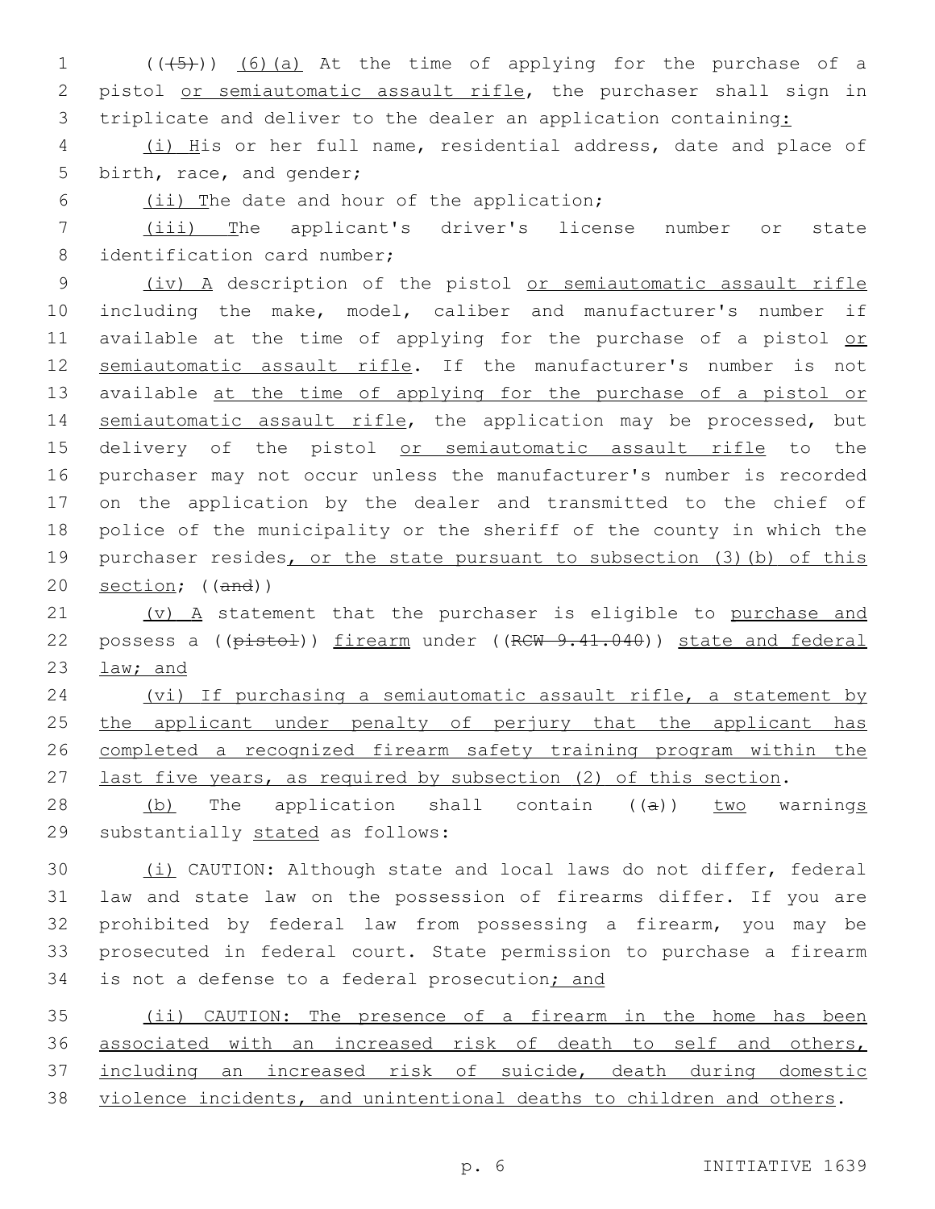((~~(5)~~)) (6)(a) At the time of applying for the purchase of a pistol or semiautomatic assault rifle, the purchaser shall sign in triplicate and deliver to the dealer an application containing:

(i) His or her full name, residential address, date and place of birth, race, and gender;

(ii) The date and hour of the application;

(iii) The applicant's driver's license number or state identification card number;

(iv) A description of the pistol or semiautomatic assault rifle including the make, model, caliber and manufacturer's number if available at the time of applying for the purchase of a pistol or semiautomatic assault rifle. If the manufacturer's number is not available at the time of applying for the purchase of a pistol or semiautomatic assault rifle, the application may be processed, but delivery of the pistol or semiautomatic assault rifle to the purchaser may not occur unless the manufacturer's number is recorded on the application by the dealer and transmitted to the chief of police of the municipality or the sheriff of the county in which the purchaser resides, or the state pursuant to subsection (3)(b) of this section; ((~~and~~))

(v) A statement that the purchaser is eligible to purchase and possess a ((~~pistol~~)) firearm under ((~~RCW 9.41.040~~)) state and federal law; and

(vi) If purchasing a semiautomatic assault rifle, a statement by the applicant under penalty of perjury that the applicant has completed a recognized firearm safety training program within the last five years, as required by subsection (2) of this section.

(b) The application shall contain ((~~a~~)) two warnings substantially stated as follows:

(i) CAUTION: Although state and local laws do not differ, federal law and state law on the possession of firearms differ. If you are prohibited by federal law from possessing a firearm, you may be prosecuted in federal court. State permission to purchase a firearm is not a defense to a federal prosecution; and

(ii) CAUTION: The presence of a firearm in the home has been associated with an increased risk of death to self and others, including an increased risk of suicide, death during domestic violence incidents, and unintentional deaths to children and others.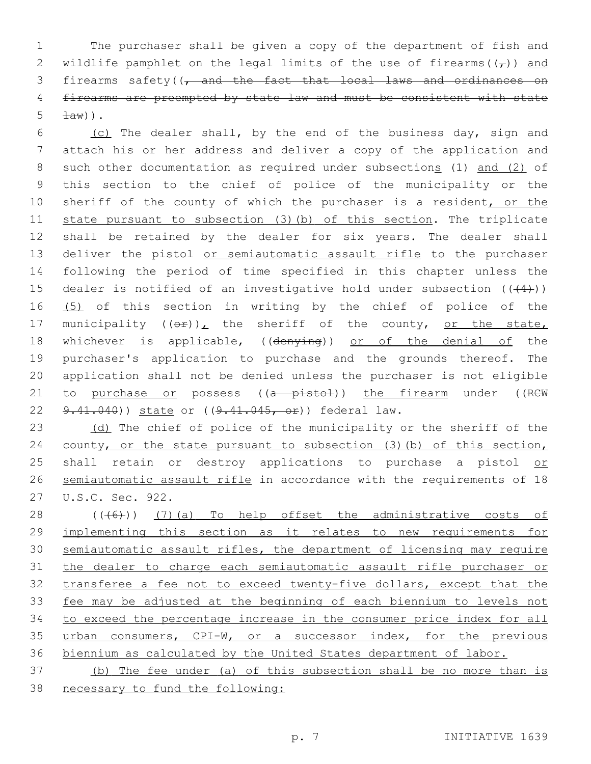The purchaser shall be given a copy of the department of fish and wildlife pamphlet on the legal limits of the use of firearms((,)) and firearms safety((, and the fact that local laws and ordinances on firearms are preempted by state law and must be consistent with state law)).

(c) The dealer shall, by the end of the business day, sign and attach his or her address and deliver a copy of the application and such other documentation as required under subsections (1) and (2) of this section to the chief of police of the municipality or the sheriff of the county of which the purchaser is a resident, or the state pursuant to subsection (3)(b) of this section. The triplicate shall be retained by the dealer for six years. The dealer shall deliver the pistol or semiautomatic assault rifle to the purchaser following the period of time specified in this chapter unless the dealer is notified of an investigative hold under subsection ((~~(4)~~)) (5) of this section in writing by the chief of police of the municipality ((~~or~~)), the sheriff of the county, or the state, whichever is applicable, ((~~denying~~)) or of the denial of the purchaser's application to purchase and the grounds thereof. The application shall not be denied unless the purchaser is not eligible to purchase or possess ((~~a pistol~~)) the firearm under ((~~RCW 9.41.040~~)) state or ((~~9.41.045, or~~)) federal law.

(d) The chief of police of the municipality or the sheriff of the county, or the state pursuant to subsection (3)(b) of this section, shall retain or destroy applications to purchase a pistol or semiautomatic assault rifle in accordance with the requirements of 18 U.S.C. Sec. 922.

((~~(6)~~)) (7)(a) To help offset the administrative costs of implementing this section as it relates to new requirements for semiautomatic assault rifles, the department of licensing may require the dealer to charge each semiautomatic assault rifle purchaser or transferee a fee not to exceed twenty-five dollars, except that the fee may be adjusted at the beginning of each biennium to levels not to exceed the percentage increase in the consumer price index for all urban consumers, CPI-W, or a successor index, for the previous biennium as calculated by the United States department of labor.

(b) The fee under (a) of this subsection shall be no more than is necessary to fund the following: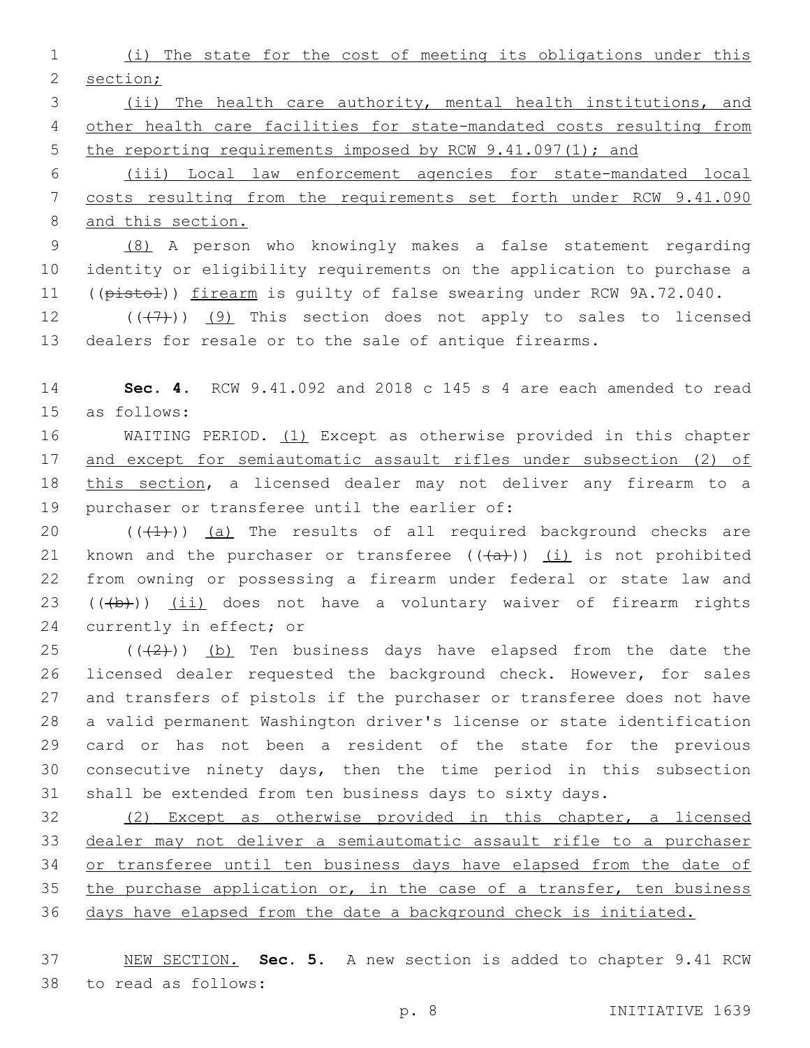(i) The state for the cost of meeting its obligations under this section;

(ii) The health care authority, mental health institutions, and other health care facilities for state-mandated costs resulting from the reporting requirements imposed by RCW 9.41.097(1); and

(iii) Local law enforcement agencies for state-mandated local costs resulting from the requirements set forth under RCW 9.41.090 and this section.

(8) A person who knowingly makes a false statement regarding identity or eligibility requirements on the application to purchase a ((pistol)) firearm is guilty of false swearing under RCW 9A.72.040.

(((7))) (9) This section does not apply to sales to licensed dealers for resale or to the sale of antique firearms.

**Sec. 4.** RCW 9.41.092 and 2018 c 145 s 4 are each amended to read as follows:

WAITING PERIOD. (1) Except as otherwise provided in this chapter and except for semiautomatic assault rifles under subsection (2) of this section, a licensed dealer may not deliver any firearm to a purchaser or transferee until the earlier of:

(((1))) (a) The results of all required background checks are known and the purchaser or transferee (((a))) (i) is not prohibited from owning or possessing a firearm under federal or state law and (((b))) (ii) does not have a voluntary waiver of firearm rights currently in effect; or

(((2))) (b) Ten business days have elapsed from the date the licensed dealer requested the background check. However, for sales and transfers of pistols if the purchaser or transferee does not have a valid permanent Washington driver's license or state identification card or has not been a resident of the state for the previous consecutive ninety days, then the time period in this subsection shall be extended from ten business days to sixty days.

(2) Except as otherwise provided in this chapter, a licensed dealer may not deliver a semiautomatic assault rifle to a purchaser or transferee until ten business days have elapsed from the date of the purchase application or, in the case of a transfer, ten business days have elapsed from the date a background check is initiated.

NEW SECTION. **Sec. 5.** A new section is added to chapter 9.41 RCW to read as follows: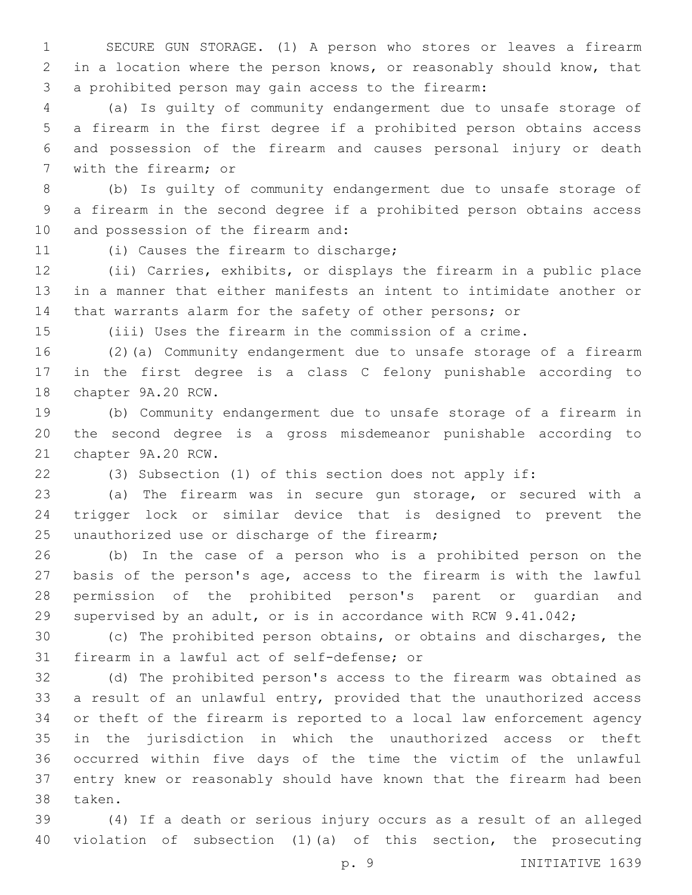SECURE GUN STORAGE. (1) A person who stores or leaves a firearm in a location where the person knows, or reasonably should know, that a prohibited person may gain access to the firearm:

(a) Is guilty of community endangerment due to unsafe storage of a firearm in the first degree if a prohibited person obtains access and possession of the firearm and causes personal injury or death with the firearm; or

(b) Is guilty of community endangerment due to unsafe storage of a firearm in the second degree if a prohibited person obtains access and possession of the firearm and:

(i) Causes the firearm to discharge;

(ii) Carries, exhibits, or displays the firearm in a public place in a manner that either manifests an intent to intimidate another or that warrants alarm for the safety of other persons; or

(iii) Uses the firearm in the commission of a crime.

(2)(a) Community endangerment due to unsafe storage of a firearm in the first degree is a class C felony punishable according to chapter 9A.20 RCW.

(b) Community endangerment due to unsafe storage of a firearm in the second degree is a gross misdemeanor punishable according to chapter 9A.20 RCW.

(3) Subsection (1) of this section does not apply if:

(a) The firearm was in secure gun storage, or secured with a trigger lock or similar device that is designed to prevent the unauthorized use or discharge of the firearm;

(b) In the case of a person who is a prohibited person on the basis of the person's age, access to the firearm is with the lawful permission of the prohibited person's parent or guardian and supervised by an adult, or is in accordance with RCW 9.41.042;

(c) The prohibited person obtains, or obtains and discharges, the firearm in a lawful act of self-defense; or

(d) The prohibited person's access to the firearm was obtained as a result of an unlawful entry, provided that the unauthorized access or theft of the firearm is reported to a local law enforcement agency in the jurisdiction in which the unauthorized access or theft occurred within five days of the time the victim of the unlawful entry knew or reasonably should have known that the firearm had been taken.

(4) If a death or serious injury occurs as a result of an alleged violation of subsection (1)(a) of this section, the prosecuting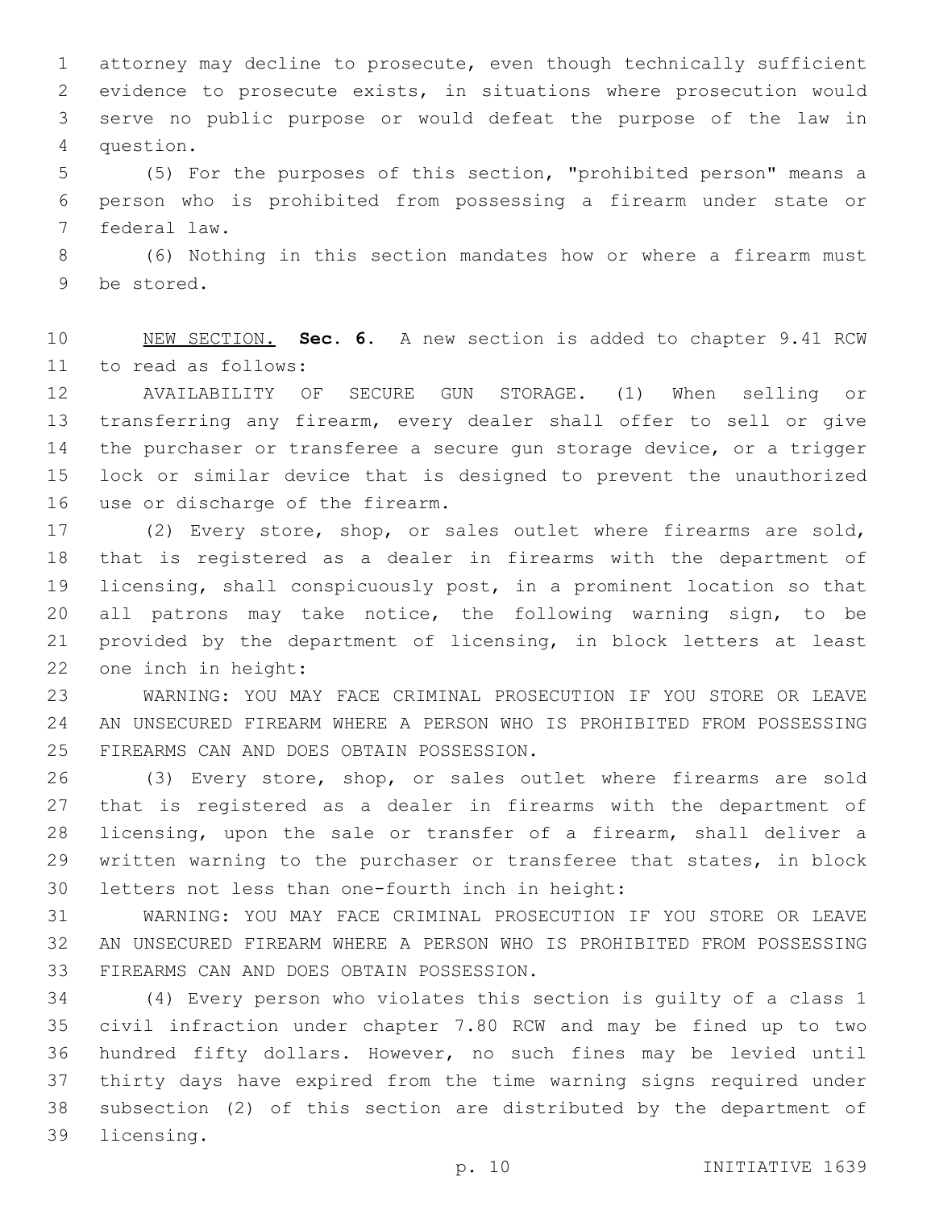attorney may decline to prosecute, even though technically sufficient evidence to prosecute exists, in situations where prosecution would serve no public purpose or would defeat the purpose of the law in question.

(5) For the purposes of this section, "prohibited person" means a person who is prohibited from possessing a firearm under state or federal law.

(6) Nothing in this section mandates how or where a firearm must be stored.

NEW SECTION. **Sec. 6.** A new section is added to chapter 9.41 RCW to read as follows:

AVAILABILITY OF SECURE GUN STORAGE. (1) When selling or transferring any firearm, every dealer shall offer to sell or give the purchaser or transferee a secure gun storage device, or a trigger lock or similar device that is designed to prevent the unauthorized use or discharge of the firearm.

(2) Every store, shop, or sales outlet where firearms are sold, that is registered as a dealer in firearms with the department of licensing, shall conspicuously post, in a prominent location so that all patrons may take notice, the following warning sign, to be provided by the department of licensing, in block letters at least one inch in height:

WARNING: YOU MAY FACE CRIMINAL PROSECUTION IF YOU STORE OR LEAVE AN UNSECURED FIREARM WHERE A PERSON WHO IS PROHIBITED FROM POSSESSING FIREARMS CAN AND DOES OBTAIN POSSESSION.

(3) Every store, shop, or sales outlet where firearms are sold that is registered as a dealer in firearms with the department of licensing, upon the sale or transfer of a firearm, shall deliver a written warning to the purchaser or transferee that states, in block letters not less than one-fourth inch in height:

WARNING: YOU MAY FACE CRIMINAL PROSECUTION IF YOU STORE OR LEAVE AN UNSECURED FIREARM WHERE A PERSON WHO IS PROHIBITED FROM POSSESSING FIREARMS CAN AND DOES OBTAIN POSSESSION.

(4) Every person who violates this section is guilty of a class 1 civil infraction under chapter 7.80 RCW and may be fined up to two hundred fifty dollars. However, no such fines may be levied until thirty days have expired from the time warning signs required under subsection (2) of this section are distributed by the department of licensing.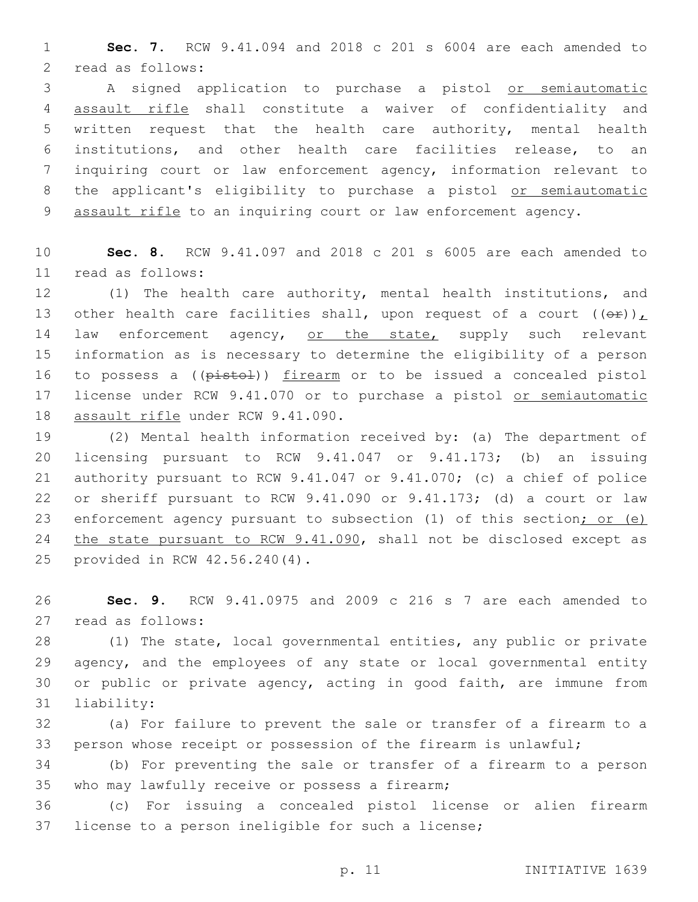**Sec. 7.** RCW 9.41.094 and 2018 c 201 s 6004 are each amended to read as follows:

A signed application to purchase a pistol <u>or semiautomatic assault rifle</u> shall constitute a waiver of confidentiality and written request that the health care authority, mental health institutions, and other health care facilities release, to an inquiring court or law enforcement agency, information relevant to the applicant's eligibility to purchase a pistol <u>or semiautomatic assault rifle</u> to an inquiring court or law enforcement agency.

**Sec. 8.** RCW 9.41.097 and 2018 c 201 s 6005 are each amended to read as follows:

(1) The health care authority, mental health institutions, and other health care facilities shall, upon request of a court ((~~or~~))<u>,</u> law enforcement agency, <u>or the state,</u> supply such relevant information as is necessary to determine the eligibility of a person to possess a ((~~pistol~~)) <u>firearm</u> or to be issued a concealed pistol license under RCW 9.41.070 or to purchase a pistol <u>or semiautomatic assault rifle</u> under RCW 9.41.090.

(2) Mental health information received by: (a) The department of licensing pursuant to RCW 9.41.047 or 9.41.173; (b) an issuing authority pursuant to RCW 9.41.047 or 9.41.070; (c) a chief of police or sheriff pursuant to RCW 9.41.090 or 9.41.173; (d) a court or law enforcement agency pursuant to subsection (1) of this section<u>; or (e) the state pursuant to RCW 9.41.090</u>, shall not be disclosed except as provided in RCW 42.56.240(4).

**Sec. 9.** RCW 9.41.0975 and 2009 c 216 s 7 are each amended to read as follows:

(1) The state, local governmental entities, any public or private agency, and the employees of any state or local governmental entity or public or private agency, acting in good faith, are immune from liability:

(a) For failure to prevent the sale or transfer of a firearm to a person whose receipt or possession of the firearm is unlawful;

(b) For preventing the sale or transfer of a firearm to a person who may lawfully receive or possess a firearm;

(c) For issuing a concealed pistol license or alien firearm license to a person ineligible for such a license;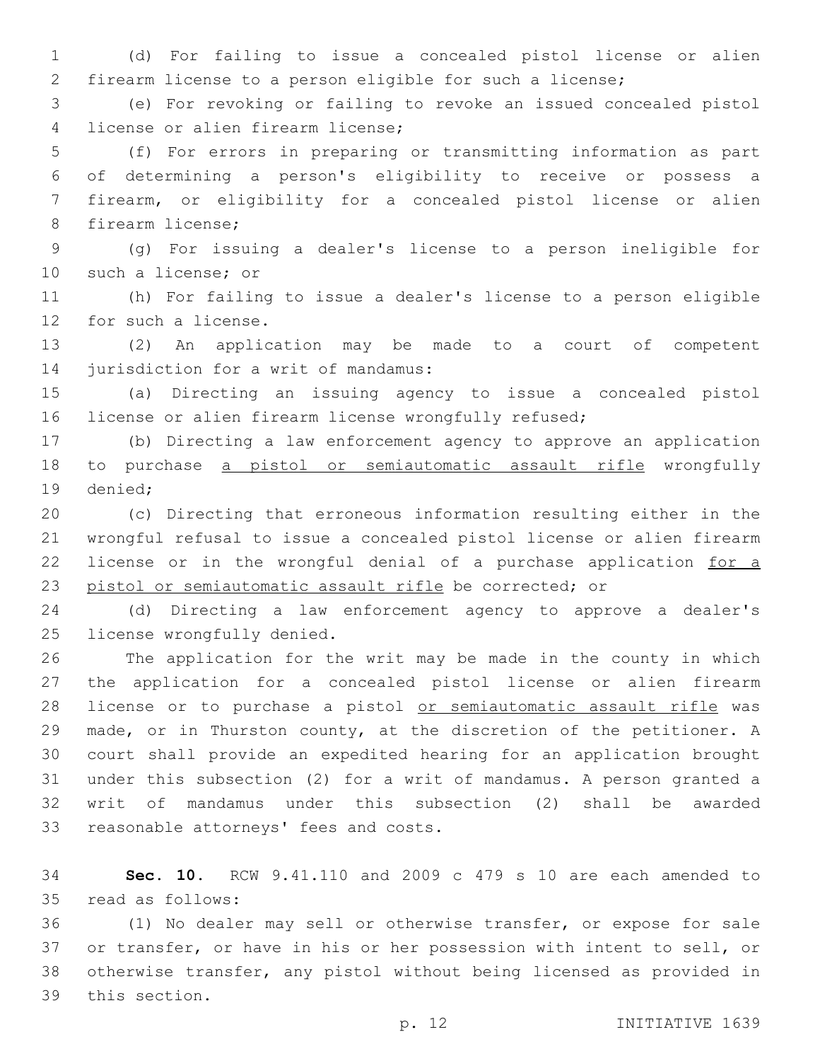(d) For failing to issue a concealed pistol license or alien firearm license to a person eligible for such a license;

(e) For revoking or failing to revoke an issued concealed pistol license or alien firearm license;

(f) For errors in preparing or transmitting information as part of determining a person's eligibility to receive or possess a firearm, or eligibility for a concealed pistol license or alien firearm license;

(g) For issuing a dealer's license to a person ineligible for such a license; or

(h) For failing to issue a dealer's license to a person eligible for such a license.

(2) An application may be made to a court of competent jurisdiction for a writ of mandamus:

(a) Directing an issuing agency to issue a concealed pistol license or alien firearm license wrongfully refused;

(b) Directing a law enforcement agency to approve an application to purchase a pistol or semiautomatic assault rifle wrongfully denied;

(c) Directing that erroneous information resulting either in the wrongful refusal to issue a concealed pistol license or alien firearm license or in the wrongful denial of a purchase application for a pistol or semiautomatic assault rifle be corrected; or

(d) Directing a law enforcement agency to approve a dealer's license wrongfully denied.

The application for the writ may be made in the county in which the application for a concealed pistol license or alien firearm license or to purchase a pistol or semiautomatic assault rifle was made, or in Thurston county, at the discretion of the petitioner. A court shall provide an expedited hearing for an application brought under this subsection (2) for a writ of mandamus. A person granted a writ of mandamus under this subsection (2) shall be awarded reasonable attorneys' fees and costs.

**Sec. 10.** RCW 9.41.110 and 2009 c 479 s 10 are each amended to read as follows:

(1) No dealer may sell or otherwise transfer, or expose for sale or transfer, or have in his or her possession with intent to sell, or otherwise transfer, any pistol without being licensed as provided in this section.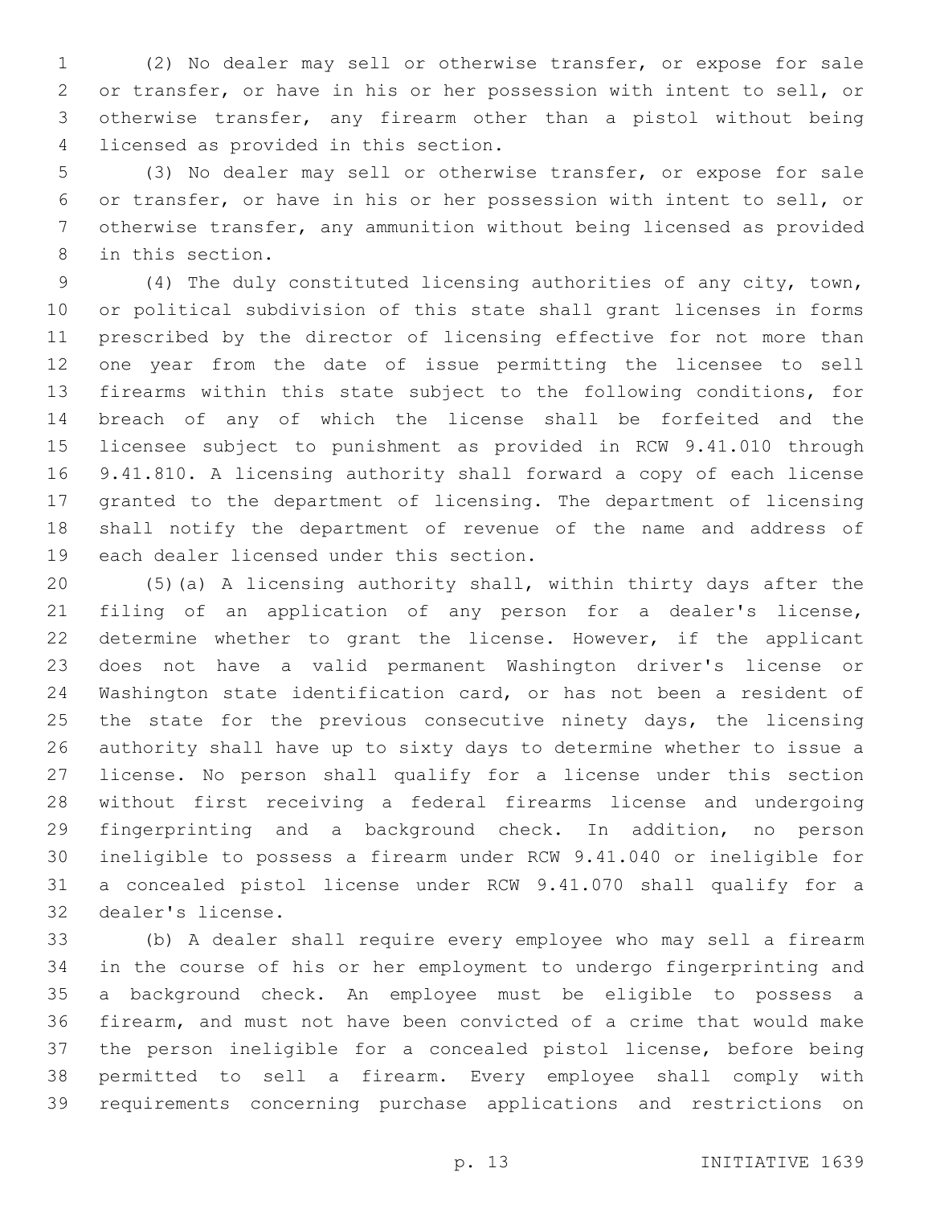(2) No dealer may sell or otherwise transfer, or expose for sale or transfer, or have in his or her possession with intent to sell, or otherwise transfer, any firearm other than a pistol without being licensed as provided in this section.

(3) No dealer may sell or otherwise transfer, or expose for sale or transfer, or have in his or her possession with intent to sell, or otherwise transfer, any ammunition without being licensed as provided in this section.

(4) The duly constituted licensing authorities of any city, town, or political subdivision of this state shall grant licenses in forms prescribed by the director of licensing effective for not more than one year from the date of issue permitting the licensee to sell firearms within this state subject to the following conditions, for breach of any of which the license shall be forfeited and the licensee subject to punishment as provided in RCW 9.41.010 through 9.41.810. A licensing authority shall forward a copy of each license granted to the department of licensing. The department of licensing shall notify the department of revenue of the name and address of each dealer licensed under this section.

(5)(a) A licensing authority shall, within thirty days after the filing of an application of any person for a dealer's license, determine whether to grant the license. However, if the applicant does not have a valid permanent Washington driver's license or Washington state identification card, or has not been a resident of the state for the previous consecutive ninety days, the licensing authority shall have up to sixty days to determine whether to issue a license. No person shall qualify for a license under this section without first receiving a federal firearms license and undergoing fingerprinting and a background check. In addition, no person ineligible to possess a firearm under RCW 9.41.040 or ineligible for a concealed pistol license under RCW 9.41.070 shall qualify for a dealer's license.

(b) A dealer shall require every employee who may sell a firearm in the course of his or her employment to undergo fingerprinting and a background check. An employee must be eligible to possess a firearm, and must not have been convicted of a crime that would make the person ineligible for a concealed pistol license, before being permitted to sell a firearm. Every employee shall comply with requirements concerning purchase applications and restrictions on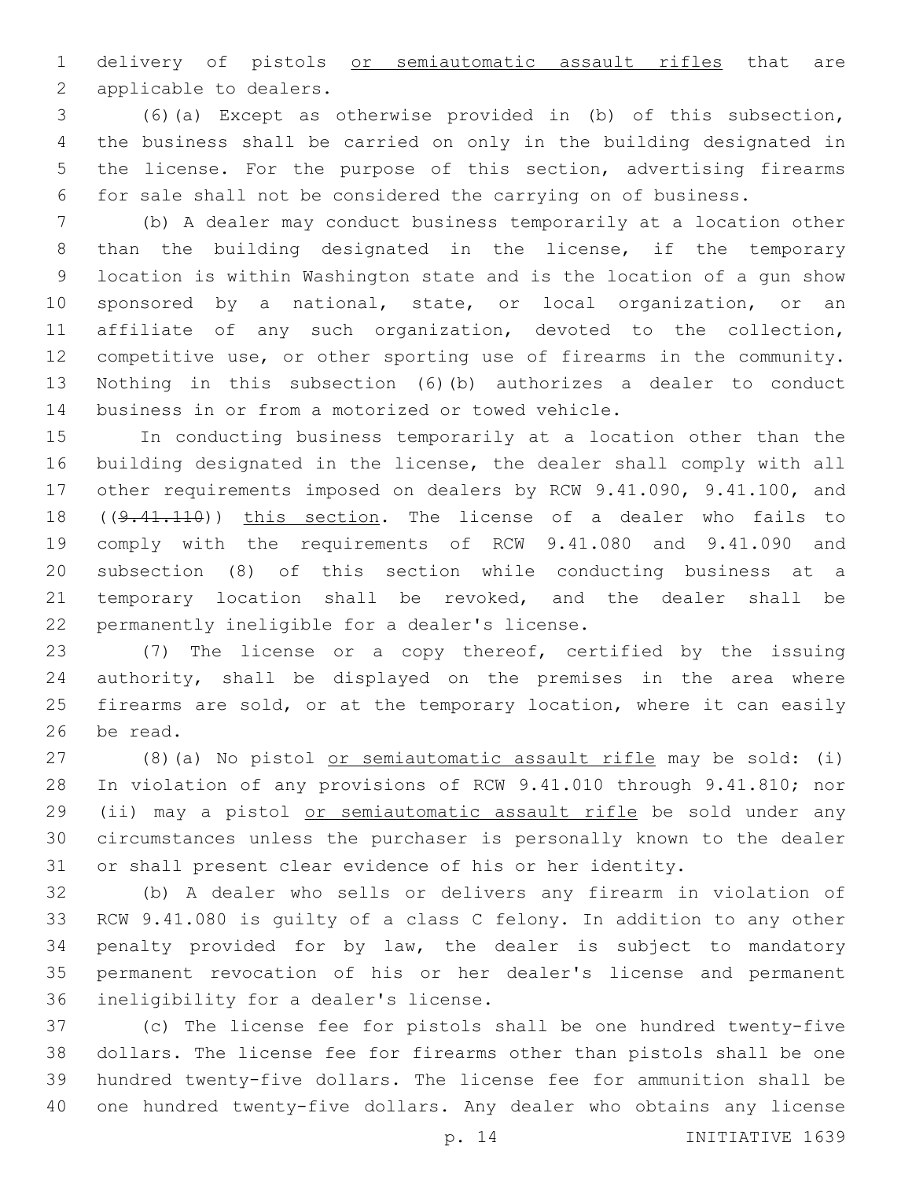delivery of pistols <u>or semiautomatic assault rifles</u> that are applicable to dealers.

(6)(a) Except as otherwise provided in (b) of this subsection, the business shall be carried on only in the building designated in the license. For the purpose of this section, advertising firearms for sale shall not be considered the carrying on of business.

(b) A dealer may conduct business temporarily at a location other than the building designated in the license, if the temporary location is within Washington state and is the location of a gun show sponsored by a national, state, or local organization, or an affiliate of any such organization, devoted to the collection, competitive use, or other sporting use of firearms in the community. Nothing in this subsection (6)(b) authorizes a dealer to conduct business in or from a motorized or towed vehicle.

In conducting business temporarily at a location other than the building designated in the license, the dealer shall comply with all other requirements imposed on dealers by RCW 9.41.090, 9.41.100, and ((~~9.41.110~~)) <u>this section</u>. The license of a dealer who fails to comply with the requirements of RCW 9.41.080 and 9.41.090 and subsection (8) of this section while conducting business at a temporary location shall be revoked, and the dealer shall be permanently ineligible for a dealer's license.

(7) The license or a copy thereof, certified by the issuing authority, shall be displayed on the premises in the area where firearms are sold, or at the temporary location, where it can easily be read.

(8)(a) No pistol <u>or semiautomatic assault rifle</u> may be sold: (i) In violation of any provisions of RCW 9.41.010 through 9.41.810; nor (ii) may a pistol <u>or semiautomatic assault rifle</u> be sold under any circumstances unless the purchaser is personally known to the dealer or shall present clear evidence of his or her identity.

(b) A dealer who sells or delivers any firearm in violation of RCW 9.41.080 is guilty of a class C felony. In addition to any other penalty provided for by law, the dealer is subject to mandatory permanent revocation of his or her dealer's license and permanent ineligibility for a dealer's license.

(c) The license fee for pistols shall be one hundred twenty-five dollars. The license fee for firearms other than pistols shall be one hundred twenty-five dollars. The license fee for ammunition shall be one hundred twenty-five dollars. Any dealer who obtains any license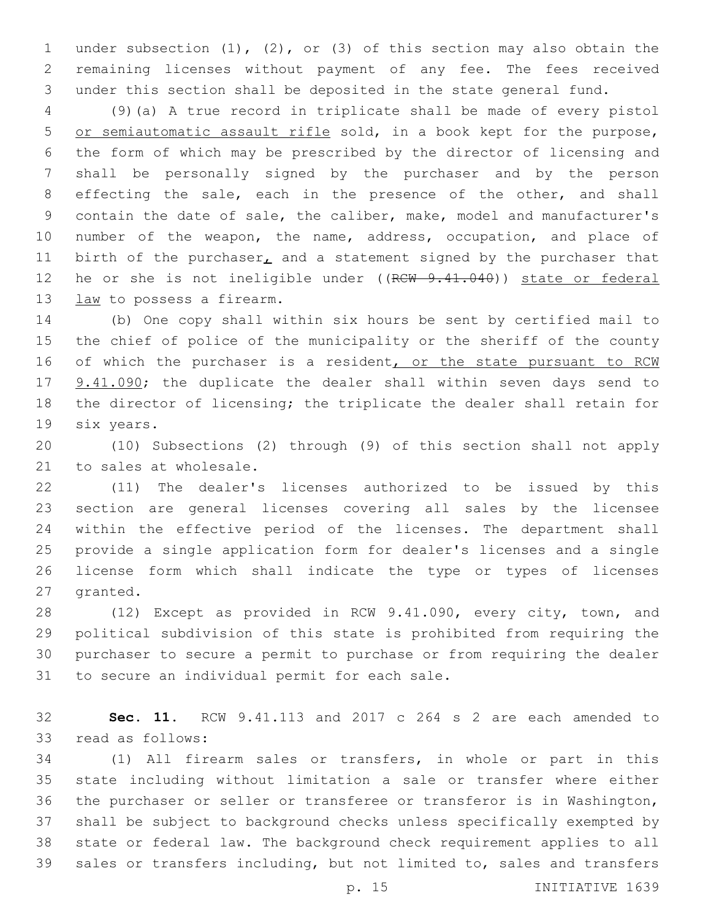under subsection (1), (2), or (3) of this section may also obtain the remaining licenses without payment of any fee. The fees received under this section shall be deposited in the state general fund.

(9)(a) A true record in triplicate shall be made of every pistol <u>or semiautomatic assault rifle</u> sold, in a book kept for the purpose, the form of which may be prescribed by the director of licensing and shall be personally signed by the purchaser and by the person effecting the sale, each in the presence of the other, and shall contain the date of sale, the caliber, make, model and manufacturer's number of the weapon, the name, address, occupation, and place of birth of the purchaser<u>,</u> and a statement signed by the purchaser that he or she is not ineligible under ((~~RCW 9.41.040~~)) <u>state or federal law</u> to possess a firearm.

(b) One copy shall within six hours be sent by certified mail to the chief of police of the municipality or the sheriff of the county of which the purchaser is a resident<u>, or the state pursuant to RCW 9.41.090</u>; the duplicate the dealer shall within seven days send to the director of licensing; the triplicate the dealer shall retain for six years.

(10) Subsections (2) through (9) of this section shall not apply to sales at wholesale.

(11) The dealer's licenses authorized to be issued by this section are general licenses covering all sales by the licensee within the effective period of the licenses. The department shall provide a single application form for dealer's licenses and a single license form which shall indicate the type or types of licenses granted.

(12) Except as provided in RCW 9.41.090, every city, town, and political subdivision of this state is prohibited from requiring the purchaser to secure a permit to purchase or from requiring the dealer to secure an individual permit for each sale.

**Sec. 11.** RCW 9.41.113 and 2017 c 264 s 2 are each amended to read as follows:

(1) All firearm sales or transfers, in whole or part in this state including without limitation a sale or transfer where either the purchaser or seller or transferee or transferor is in Washington, shall be subject to background checks unless specifically exempted by state or federal law. The background check requirement applies to all sales or transfers including, but not limited to, sales and transfers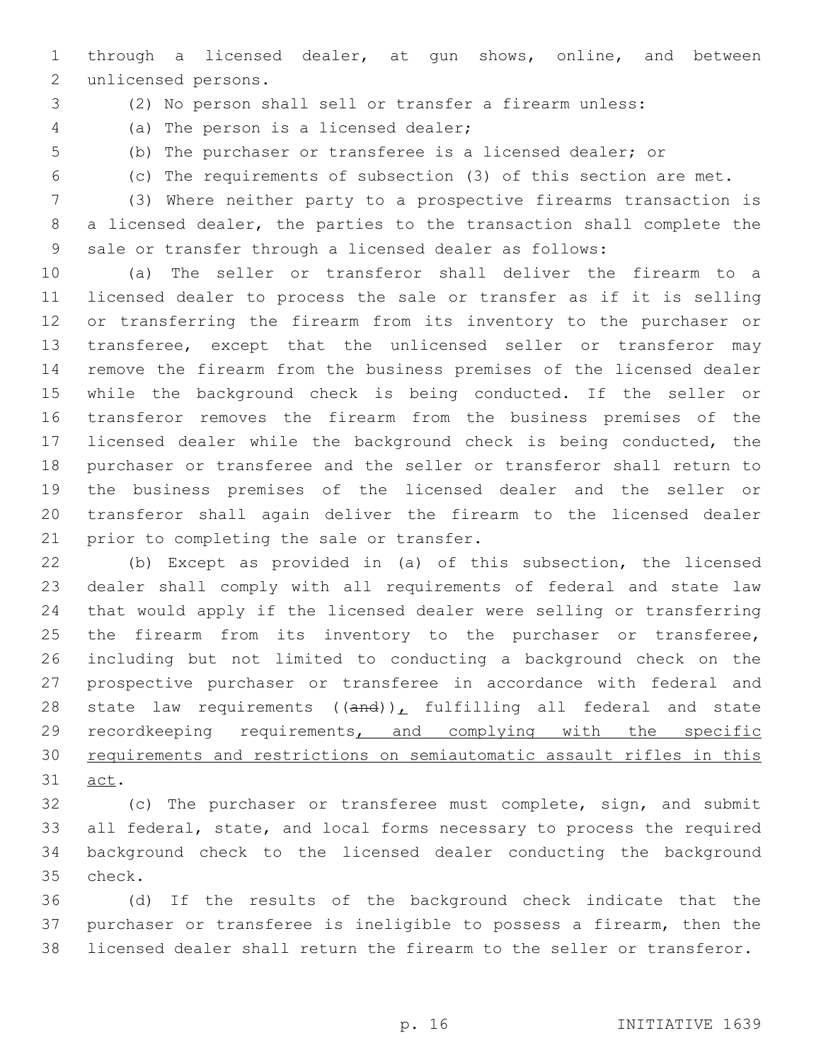through a licensed dealer, at gun shows, online, and between unlicensed persons.

(2) No person shall sell or transfer a firearm unless:

(a) The person is a licensed dealer;

(b) The purchaser or transferee is a licensed dealer; or

(c) The requirements of subsection (3) of this section are met.

(3) Where neither party to a prospective firearms transaction is a licensed dealer, the parties to the transaction shall complete the sale or transfer through a licensed dealer as follows:

(a) The seller or transferor shall deliver the firearm to a licensed dealer to process the sale or transfer as if it is selling or transferring the firearm from its inventory to the purchaser or transferee, except that the unlicensed seller or transferor may remove the firearm from the business premises of the licensed dealer while the background check is being conducted. If the seller or transferor removes the firearm from the business premises of the licensed dealer while the background check is being conducted, the purchaser or transferee and the seller or transferor shall return to the business premises of the licensed dealer and the seller or transferor shall again deliver the firearm to the licensed dealer prior to completing the sale or transfer.

(b) Except as provided in (a) of this subsection, the licensed dealer shall comply with all requirements of federal and state law that would apply if the licensed dealer were selling or transferring the firearm from its inventory to the purchaser or transferee, including but not limited to conducting a background check on the prospective purchaser or transferee in accordance with federal and state law requirements ((~~and~~))<u>,</u> fulfilling all federal and state recordkeeping requirements<u>, and complying with the specific requirements and restrictions on semiautomatic assault rifles in this act</u>.

(c) The purchaser or transferee must complete, sign, and submit all federal, state, and local forms necessary to process the required background check to the licensed dealer conducting the background check.

(d) If the results of the background check indicate that the purchaser or transferee is ineligible to possess a firearm, then the licensed dealer shall return the firearm to the seller or transferor.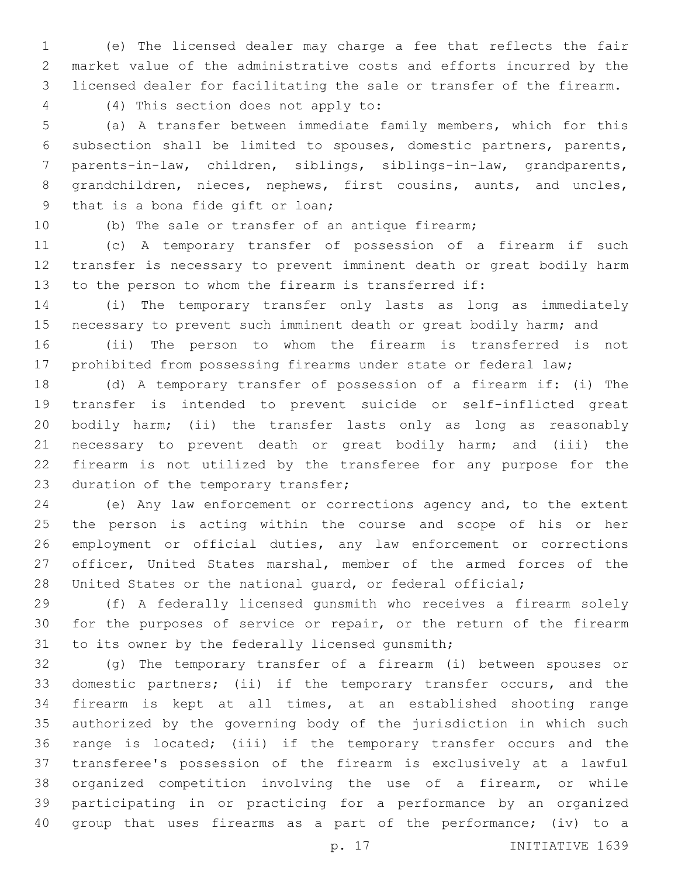(e) The licensed dealer may charge a fee that reflects the fair market value of the administrative costs and efforts incurred by the licensed dealer for facilitating the sale or transfer of the firearm.

(4) This section does not apply to:

(a) A transfer between immediate family members, which for this subsection shall be limited to spouses, domestic partners, parents, parents-in-law, children, siblings, siblings-in-law, grandparents, grandchildren, nieces, nephews, first cousins, aunts, and uncles, that is a bona fide gift or loan;

(b) The sale or transfer of an antique firearm;

(c) A temporary transfer of possession of a firearm if such transfer is necessary to prevent imminent death or great bodily harm to the person to whom the firearm is transferred if:

(i) The temporary transfer only lasts as long as immediately necessary to prevent such imminent death or great bodily harm; and

(ii) The person to whom the firearm is transferred is not prohibited from possessing firearms under state or federal law;

(d) A temporary transfer of possession of a firearm if: (i) The transfer is intended to prevent suicide or self-inflicted great bodily harm; (ii) the transfer lasts only as long as reasonably necessary to prevent death or great bodily harm; and (iii) the firearm is not utilized by the transferee for any purpose for the duration of the temporary transfer;

(e) Any law enforcement or corrections agency and, to the extent the person is acting within the course and scope of his or her employment or official duties, any law enforcement or corrections officer, United States marshal, member of the armed forces of the United States or the national guard, or federal official;

(f) A federally licensed gunsmith who receives a firearm solely for the purposes of service or repair, or the return of the firearm to its owner by the federally licensed gunsmith;

(g) The temporary transfer of a firearm (i) between spouses or domestic partners; (ii) if the temporary transfer occurs, and the firearm is kept at all times, at an established shooting range authorized by the governing body of the jurisdiction in which such range is located; (iii) if the temporary transfer occurs and the transferee's possession of the firearm is exclusively at a lawful organized competition involving the use of a firearm, or while participating in or practicing for a performance by an organized group that uses firearms as a part of the performance; (iv) to a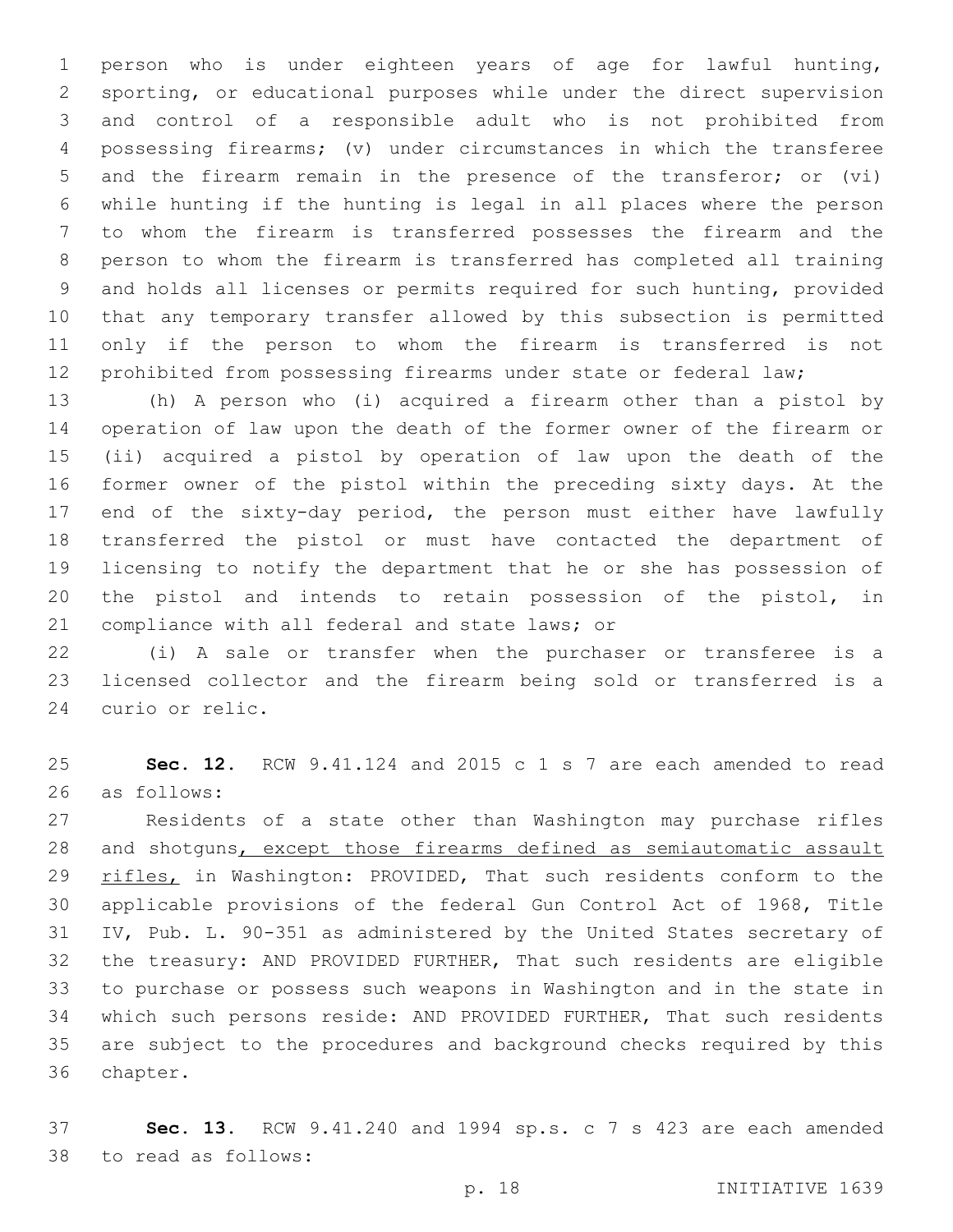person who is under eighteen years of age for lawful hunting, sporting, or educational purposes while under the direct supervision and control of a responsible adult who is not prohibited from possessing firearms; (v) under circumstances in which the transferee and the firearm remain in the presence of the transferor; or (vi) while hunting if the hunting is legal in all places where the person to whom the firearm is transferred possesses the firearm and the person to whom the firearm is transferred has completed all training and holds all licenses or permits required for such hunting, provided that any temporary transfer allowed by this subsection is permitted only if the person to whom the firearm is transferred is not prohibited from possessing firearms under state or federal law;

(h) A person who (i) acquired a firearm other than a pistol by operation of law upon the death of the former owner of the firearm or (ii) acquired a pistol by operation of law upon the death of the former owner of the pistol within the preceding sixty days. At the end of the sixty-day period, the person must either have lawfully transferred the pistol or must have contacted the department of licensing to notify the department that he or she has possession of the pistol and intends to retain possession of the pistol, in compliance with all federal and state laws; or

(i) A sale or transfer when the purchaser or transferee is a licensed collector and the firearm being sold or transferred is a curio or relic.

**Sec. 12.** RCW 9.41.124 and 2015 c 1 s 7 are each amended to read as follows:

Residents of a state other than Washington may purchase rifles and shotguns<u>, except those firearms defined as semiautomatic assault rifles,</u> in Washington: PROVIDED, That such residents conform to the applicable provisions of the federal Gun Control Act of 1968, Title IV, Pub. L. 90-351 as administered by the United States secretary of the treasury: AND PROVIDED FURTHER, That such residents are eligible to purchase or possess such weapons in Washington and in the state in which such persons reside: AND PROVIDED FURTHER, That such residents are subject to the procedures and background checks required by this chapter.

**Sec. 13.** RCW 9.41.240 and 1994 sp.s. c 7 s 423 are each amended to read as follows: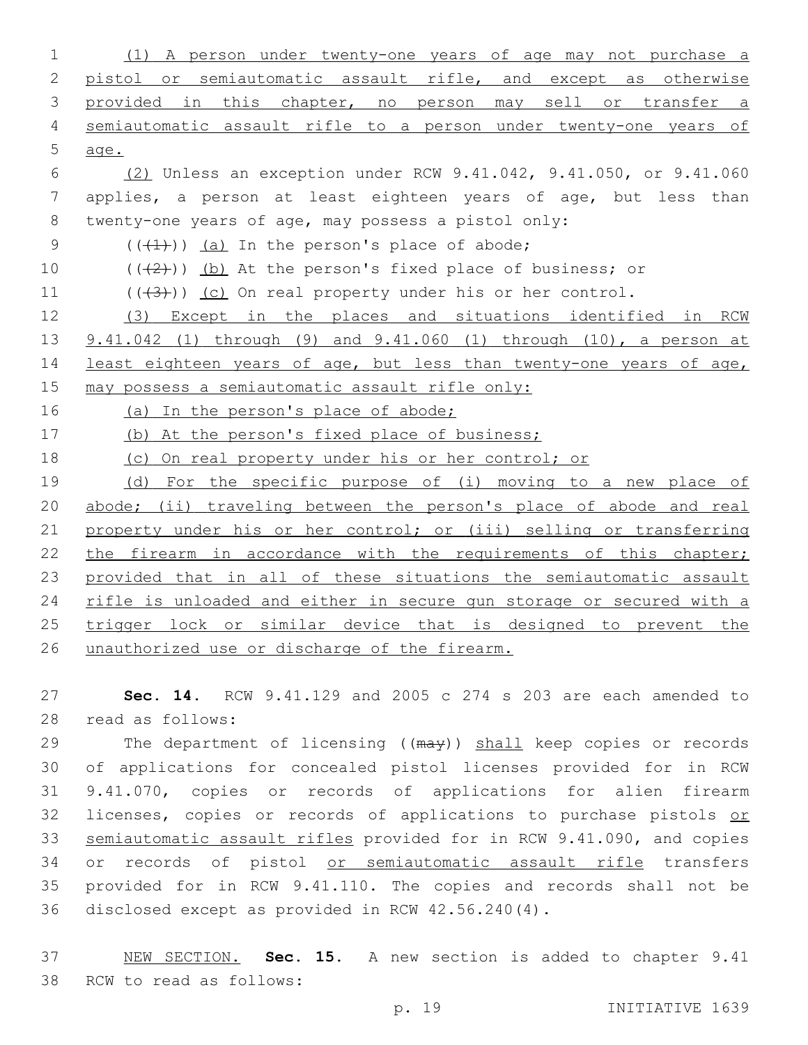(1) A person under twenty-one years of age may not purchase a pistol or semiautomatic assault rifle, and except as otherwise provided in this chapter, no person may sell or transfer a semiautomatic assault rifle to a person under twenty-one years of age.

(2) Unless an exception under RCW 9.41.042, 9.41.050, or 9.41.060 applies, a person at least eighteen years of age, but less than twenty-one years of age, may possess a pistol only:

((~~(1)~~)) (a) In the person's place of abode;

((~~(2)~~)) (b) At the person's fixed place of business; or

((~~(3)~~)) (c) On real property under his or her control.

(3) Except in the places and situations identified in RCW 9.41.042 (1) through (9) and 9.41.060 (1) through (10), a person at least eighteen years of age, but less than twenty-one years of age, may possess a semiautomatic assault rifle only:

(a) In the person's place of abode;

(b) At the person's fixed place of business;

(c) On real property under his or her control; or

(d) For the specific purpose of (i) moving to a new place of abode; (ii) traveling between the person's place of abode and real property under his or her control; or (iii) selling or transferring the firearm in accordance with the requirements of this chapter; provided that in all of these situations the semiautomatic assault rifle is unloaded and either in secure gun storage or secured with a trigger lock or similar device that is designed to prevent the unauthorized use or discharge of the firearm.

**Sec. 14.** RCW 9.41.129 and 2005 c 274 s 203 are each amended to read as follows:

The department of licensing ((~~may~~)) shall keep copies or records of applications for concealed pistol licenses provided for in RCW 9.41.070, copies or records of applications for alien firearm licenses, copies or records of applications to purchase pistols or semiautomatic assault rifles provided for in RCW 9.41.090, and copies or records of pistol or semiautomatic assault rifle transfers provided for in RCW 9.41.110. The copies and records shall not be disclosed except as provided in RCW 42.56.240(4).

NEW SECTION. **Sec. 15.** A new section is added to chapter 9.41 RCW to read as follows: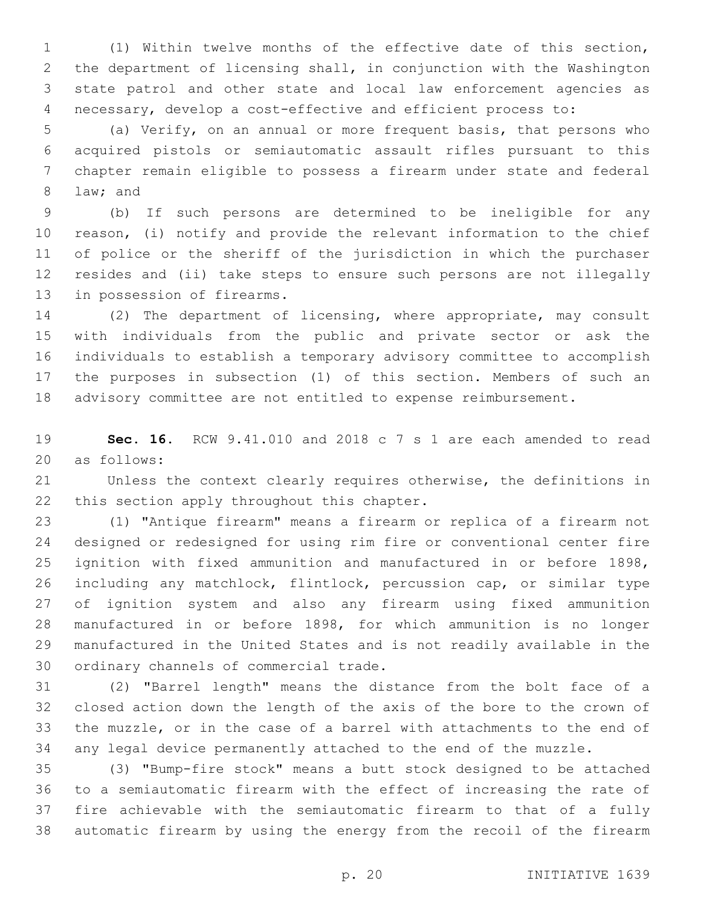(1) Within twelve months of the effective date of this section, the department of licensing shall, in conjunction with the Washington state patrol and other state and local law enforcement agencies as necessary, develop a cost-effective and efficient process to:

(a) Verify, on an annual or more frequent basis, that persons who acquired pistols or semiautomatic assault rifles pursuant to this chapter remain eligible to possess a firearm under state and federal law; and

(b) If such persons are determined to be ineligible for any reason, (i) notify and provide the relevant information to the chief of police or the sheriff of the jurisdiction in which the purchaser resides and (ii) take steps to ensure such persons are not illegally in possession of firearms.

(2) The department of licensing, where appropriate, may consult with individuals from the public and private sector or ask the individuals to establish a temporary advisory committee to accomplish the purposes in subsection (1) of this section. Members of such an advisory committee are not entitled to expense reimbursement.

**Sec. 16.** RCW 9.41.010 and 2018 c 7 s 1 are each amended to read as follows:

Unless the context clearly requires otherwise, the definitions in this section apply throughout this chapter.

(1) "Antique firearm" means a firearm or replica of a firearm not designed or redesigned for using rim fire or conventional center fire ignition with fixed ammunition and manufactured in or before 1898, including any matchlock, flintlock, percussion cap, or similar type of ignition system and also any firearm using fixed ammunition manufactured in or before 1898, for which ammunition is no longer manufactured in the United States and is not readily available in the ordinary channels of commercial trade.

(2) "Barrel length" means the distance from the bolt face of a closed action down the length of the axis of the bore to the crown of the muzzle, or in the case of a barrel with attachments to the end of any legal device permanently attached to the end of the muzzle.

(3) "Bump-fire stock" means a butt stock designed to be attached to a semiautomatic firearm with the effect of increasing the rate of fire achievable with the semiautomatic firearm to that of a fully automatic firearm by using the energy from the recoil of the firearm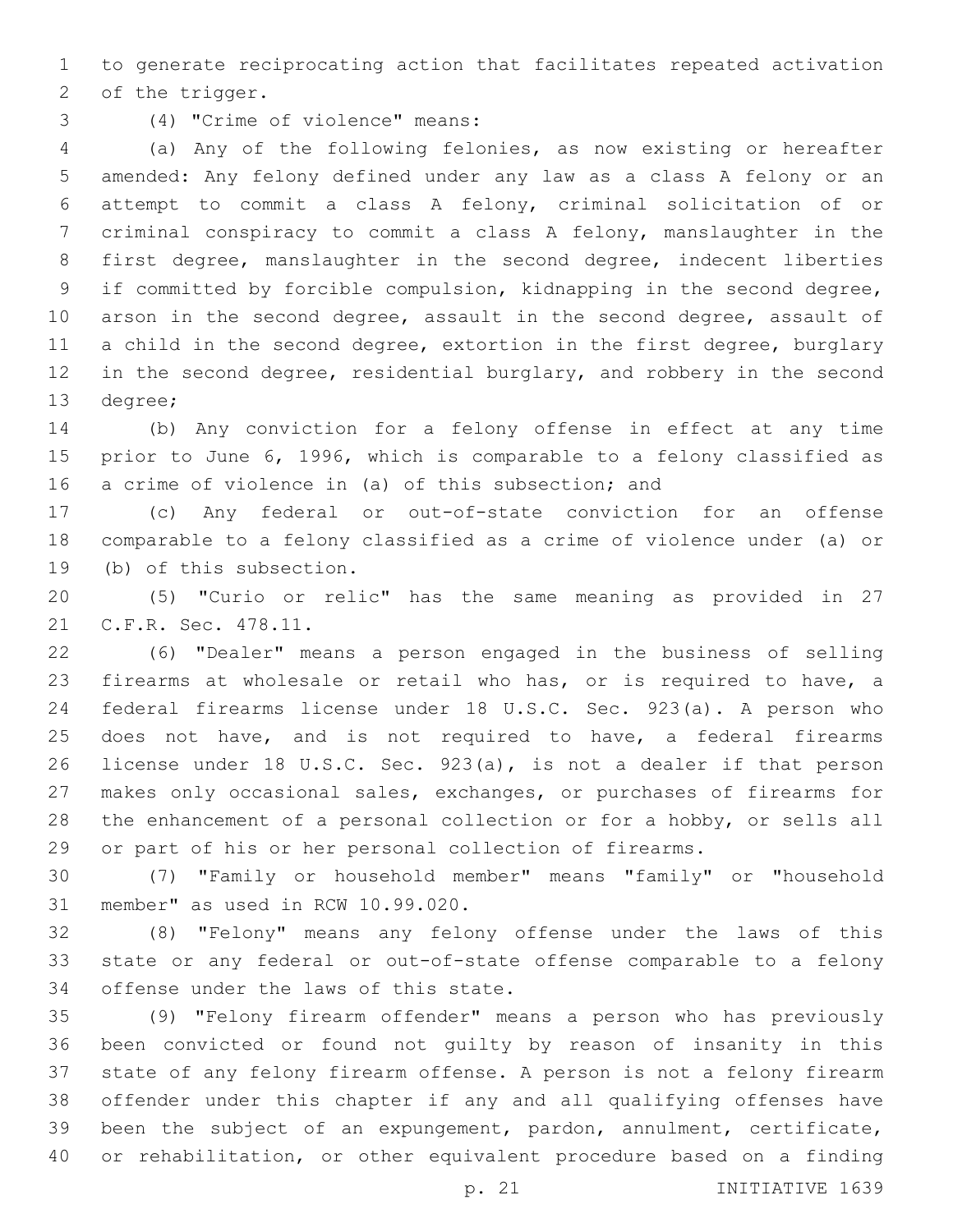to generate reciprocating action that facilitates repeated activation of the trigger.

(4) "Crime of violence" means:

(a) Any of the following felonies, as now existing or hereafter amended: Any felony defined under any law as a class A felony or an attempt to commit a class A felony, criminal solicitation of or criminal conspiracy to commit a class A felony, manslaughter in the first degree, manslaughter in the second degree, indecent liberties if committed by forcible compulsion, kidnapping in the second degree, arson in the second degree, assault in the second degree, assault of a child in the second degree, extortion in the first degree, burglary in the second degree, residential burglary, and robbery in the second degree;

(b) Any conviction for a felony offense in effect at any time prior to June 6, 1996, which is comparable to a felony classified as a crime of violence in (a) of this subsection; and

(c) Any federal or out-of-state conviction for an offense comparable to a felony classified as a crime of violence under (a) or (b) of this subsection.

(5) "Curio or relic" has the same meaning as provided in 27 C.F.R. Sec. 478.11.

(6) "Dealer" means a person engaged in the business of selling firearms at wholesale or retail who has, or is required to have, a federal firearms license under 18 U.S.C. Sec. 923(a). A person who does not have, and is not required to have, a federal firearms license under 18 U.S.C. Sec. 923(a), is not a dealer if that person makes only occasional sales, exchanges, or purchases of firearms for the enhancement of a personal collection or for a hobby, or sells all or part of his or her personal collection of firearms.

(7) "Family or household member" means "family" or "household member" as used in RCW 10.99.020.

(8) "Felony" means any felony offense under the laws of this state or any federal or out-of-state offense comparable to a felony offense under the laws of this state.

(9) "Felony firearm offender" means a person who has previously been convicted or found not guilty by reason of insanity in this state of any felony firearm offense. A person is not a felony firearm offender under this chapter if any and all qualifying offenses have been the subject of an expungement, pardon, annulment, certificate, or rehabilitation, or other equivalent procedure based on a finding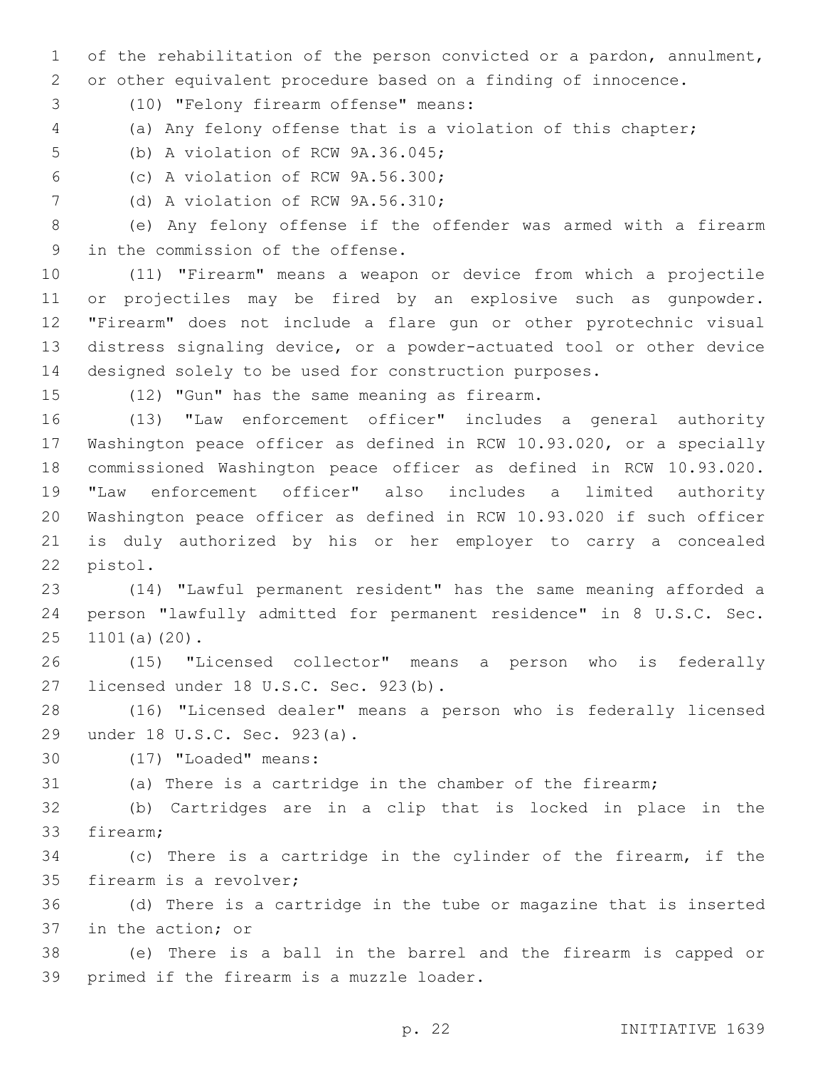of the rehabilitation of the person convicted or a pardon, annulment, or other equivalent procedure based on a finding of innocence.

(10) "Felony firearm offense" means:

(a) Any felony offense that is a violation of this chapter;

(b) A violation of RCW 9A.36.045;

(c) A violation of RCW 9A.56.300;

(d) A violation of RCW 9A.56.310;

(e) Any felony offense if the offender was armed with a firearm in the commission of the offense.

(11) "Firearm" means a weapon or device from which a projectile or projectiles may be fired by an explosive such as gunpowder. "Firearm" does not include a flare gun or other pyrotechnic visual distress signaling device, or a powder-actuated tool or other device designed solely to be used for construction purposes.

(12) "Gun" has the same meaning as firearm.

(13) "Law enforcement officer" includes a general authority Washington peace officer as defined in RCW 10.93.020, or a specially commissioned Washington peace officer as defined in RCW 10.93.020. "Law enforcement officer" also includes a limited authority Washington peace officer as defined in RCW 10.93.020 if such officer is duly authorized by his or her employer to carry a concealed pistol.

(14) "Lawful permanent resident" has the same meaning afforded a person "lawfully admitted for permanent residence" in 8 U.S.C. Sec. 1101(a)(20).

(15) "Licensed collector" means a person who is federally licensed under 18 U.S.C. Sec. 923(b).

(16) "Licensed dealer" means a person who is federally licensed under 18 U.S.C. Sec. 923(a).

(17) "Loaded" means:

(a) There is a cartridge in the chamber of the firearm;

(b) Cartridges are in a clip that is locked in place in the firearm;

(c) There is a cartridge in the cylinder of the firearm, if the firearm is a revolver;

(d) There is a cartridge in the tube or magazine that is inserted in the action; or

(e) There is a ball in the barrel and the firearm is capped or primed if the firearm is a muzzle loader.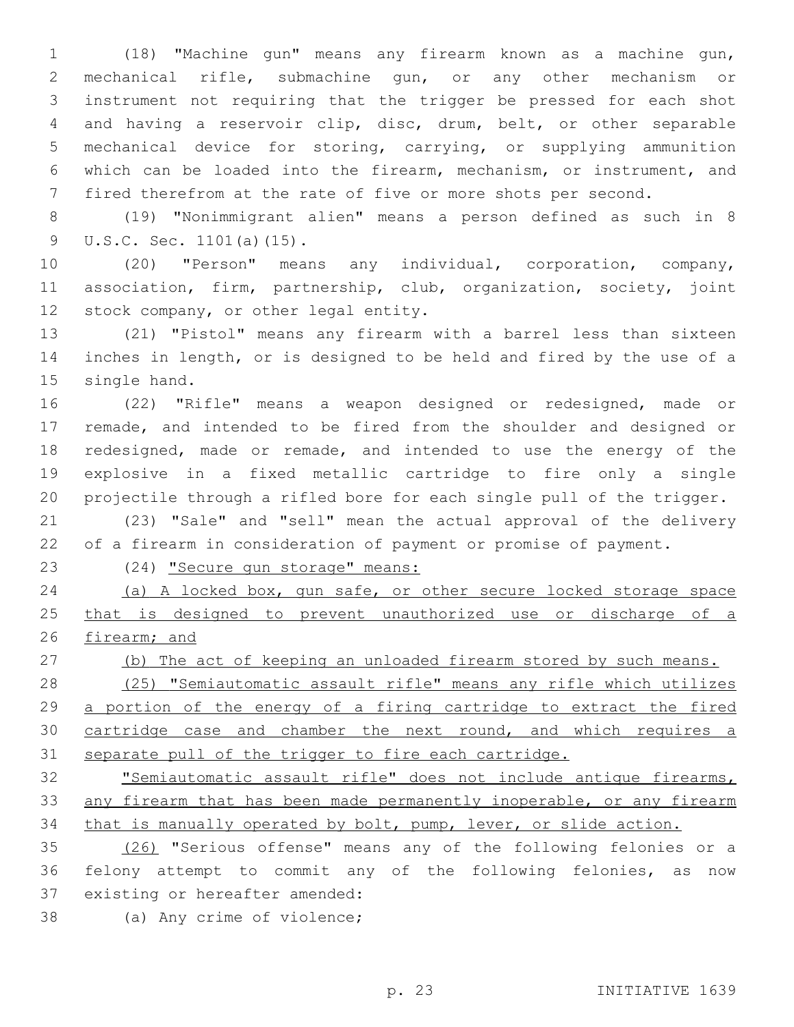(18) "Machine gun" means any firearm known as a machine gun, mechanical rifle, submachine gun, or any other mechanism or instrument not requiring that the trigger be pressed for each shot and having a reservoir clip, disc, drum, belt, or other separable mechanical device for storing, carrying, or supplying ammunition which can be loaded into the firearm, mechanism, or instrument, and fired therefrom at the rate of five or more shots per second.

(19) "Nonimmigrant alien" means a person defined as such in 8 U.S.C. Sec. 1101(a)(15).

(20) "Person" means any individual, corporation, company, association, firm, partnership, club, organization, society, joint stock company, or other legal entity.

(21) "Pistol" means any firearm with a barrel less than sixteen inches in length, or is designed to be held and fired by the use of a single hand.

(22) "Rifle" means a weapon designed or redesigned, made or remade, and intended to be fired from the shoulder and designed or redesigned, made or remade, and intended to use the energy of the explosive in a fixed metallic cartridge to fire only a single projectile through a rifled bore for each single pull of the trigger.

(23) "Sale" and "sell" mean the actual approval of the delivery of a firearm in consideration of payment or promise of payment.

(24) <u>"Secure gun storage" means:</u>

<u>(a) A locked box, gun safe, or other secure locked storage space that is designed to prevent unauthorized use or discharge of a firearm; and</u>

<u>(b) The act of keeping an unloaded firearm stored by such means.</u>

<u>(25) "Semiautomatic assault rifle" means any rifle which utilizes a portion of the energy of a firing cartridge to extract the fired cartridge case and chamber the next round, and which requires a separate pull of the trigger to fire each cartridge.</u>

<u>"Semiautomatic assault rifle" does not include antique firearms, any firearm that has been made permanently inoperable, or any firearm that is manually operated by bolt, pump, lever, or slide action.</u>

<u>(26)</u> "Serious offense" means any of the following felonies or a felony attempt to commit any of the following felonies, as now existing or hereafter amended:

(a) Any crime of violence;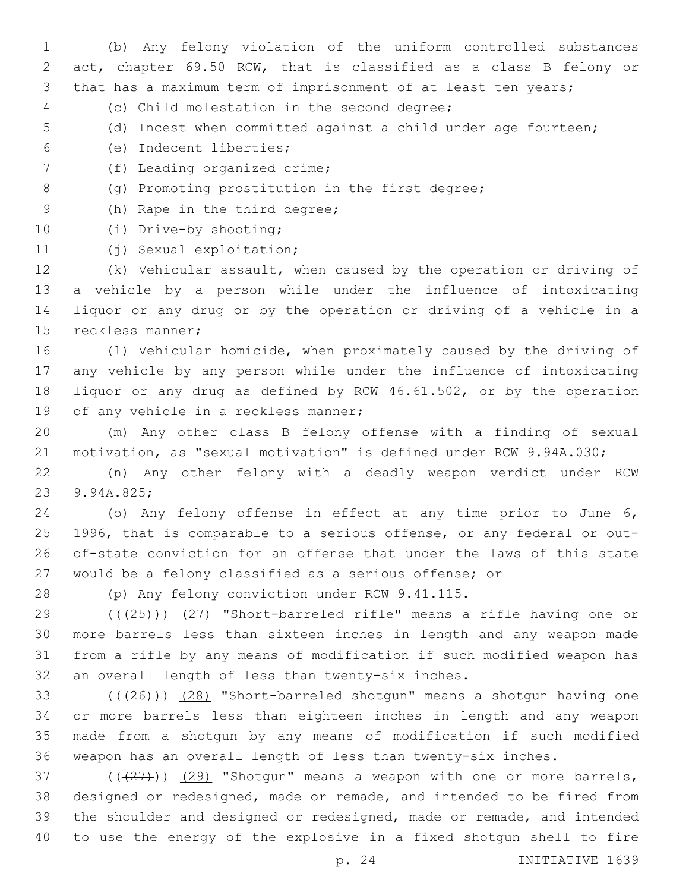(b) Any felony violation of the uniform controlled substances act, chapter 69.50 RCW, that is classified as a class B felony or that has a maximum term of imprisonment of at least ten years;

(c) Child molestation in the second degree;

(d) Incest when committed against a child under age fourteen;

(e) Indecent liberties;

(f) Leading organized crime;

(g) Promoting prostitution in the first degree;

(h) Rape in the third degree;

(i) Drive-by shooting;

(j) Sexual exploitation;

(k) Vehicular assault, when caused by the operation or driving of a vehicle by a person while under the influence of intoxicating liquor or any drug or by the operation or driving of a vehicle in a reckless manner;

(l) Vehicular homicide, when proximately caused by the driving of any vehicle by any person while under the influence of intoxicating liquor or any drug as defined by RCW 46.61.502, or by the operation of any vehicle in a reckless manner;

(m) Any other class B felony offense with a finding of sexual motivation, as "sexual motivation" is defined under RCW 9.94A.030;

(n) Any other felony with a deadly weapon verdict under RCW 9.94A.825;

(o) Any felony offense in effect at any time prior to June 6, 1996, that is comparable to a serious offense, or any federal or out-of-state conviction for an offense that under the laws of this state would be a felony classified as a serious offense; or

(p) Any felony conviction under RCW 9.41.115.

((~~(25)~~)) <u>(27)</u> "Short-barreled rifle" means a rifle having one or more barrels less than sixteen inches in length and any weapon made from a rifle by any means of modification if such modified weapon has an overall length of less than twenty-six inches.

((~~(26)~~)) <u>(28)</u> "Short-barreled shotgun" means a shotgun having one or more barrels less than eighteen inches in length and any weapon made from a shotgun by any means of modification if such modified weapon has an overall length of less than twenty-six inches.

((~~(27)~~)) <u>(29)</u> "Shotgun" means a weapon with one or more barrels, designed or redesigned, made or remade, and intended to be fired from the shoulder and designed or redesigned, made or remade, and intended to use the energy of the explosive in a fixed shotgun shell to fire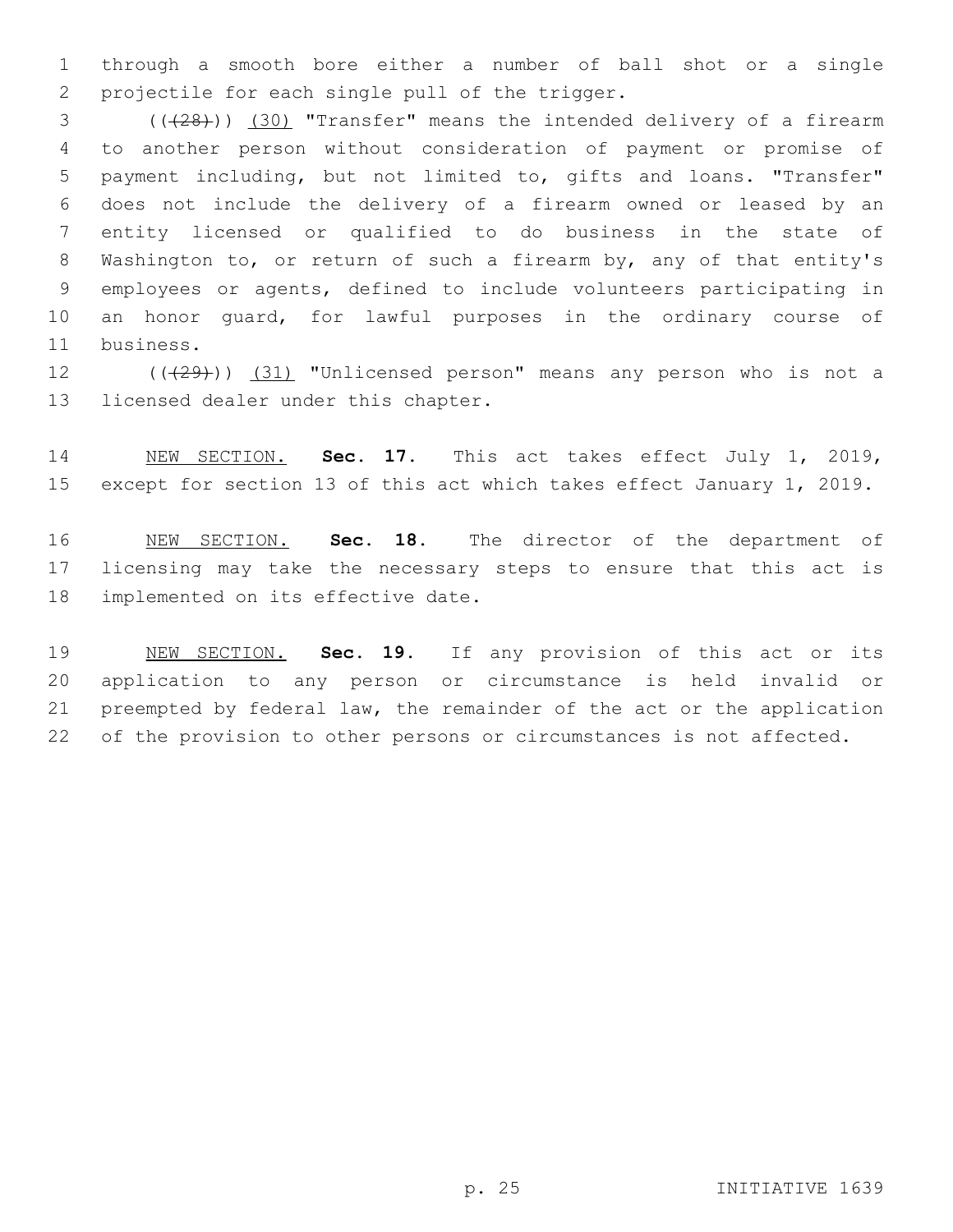through a smooth bore either a number of ball shot or a single projectile for each single pull of the trigger.

(((28))) (30) "Transfer" means the intended delivery of a firearm to another person without consideration of payment or promise of payment including, but not limited to, gifts and loans. "Transfer" does not include the delivery of a firearm owned or leased by an entity licensed or qualified to do business in the state of Washington to, or return of such a firearm by, any of that entity's employees or agents, defined to include volunteers participating in an honor guard, for lawful purposes in the ordinary course of business.

(((29))) (31) "Unlicensed person" means any person who is not a licensed dealer under this chapter.

NEW SECTION. **Sec. 17.** This act takes effect July 1, 2019, except for section 13 of this act which takes effect January 1, 2019.

NEW SECTION. **Sec. 18.** The director of the department of licensing may take the necessary steps to ensure that this act is implemented on its effective date.

NEW SECTION. **Sec. 19.** If any provision of this act or its application to any person or circumstance is held invalid or preempted by federal law, the remainder of the act or the application of the provision to other persons or circumstances is not affected.